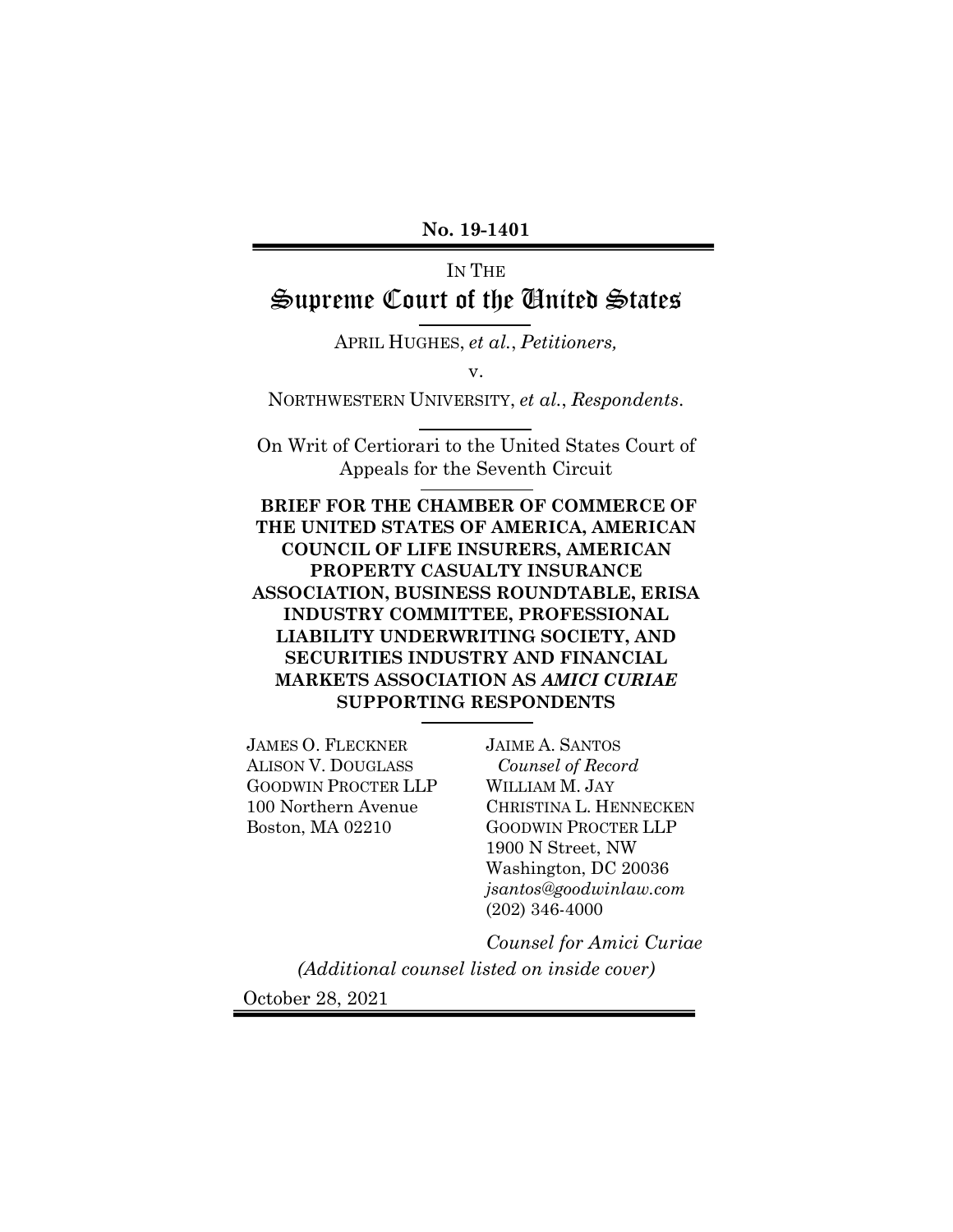**No. 19-1401**

---

IN THE

# Supreme Court of the United States

APRIL HUGHES, *et al.*, *Petitioners,*

v.

NORTHWESTERN UNIVERSITY, *et al.*, *Respondents.*

On Writ of Certiorari to the United States Court of Appeals for the Seventh Circuit

**BRIEF FOR THE CHAMBER OF COMMERCE OF THE UNITED STATES OF AMERICA, AMERICAN COUNCIL OF LIFE INSURERS, AMERICAN PROPERTY CASUALTY INSURANCE ASSOCIATION, BUSINESS ROUNDTABLE, ERISA INDUSTRY COMMITTEE, PROFESSIONAL LIABILITY UNDERWRITING SOCIETY, AND SECURITIES INDUSTRY AND FINANCIAL MARKETS ASSOCIATION AS *AMICI CURIAE* SUPPORTING RESPONDENTS**

JAMES O. FLECKNER
ALISON V. DOUGLASS
GOODWIN PROCTER LLP
100 Northern Avenue
Boston, MA 02210

JAIME A. SANTOS
*Counsel of Record*
WILLIAM M. JAY
CHRISTINA L. HENNECKEN
GOODWIN PROCTER LLP
1900 N Street, NW
Washington, DC 20036
*jsantos@goodwinlaw.com*
(202) 346-4000

*Counsel for Amici Curiae*

*(Additional counsel listed on inside cover)*

October 28, 2021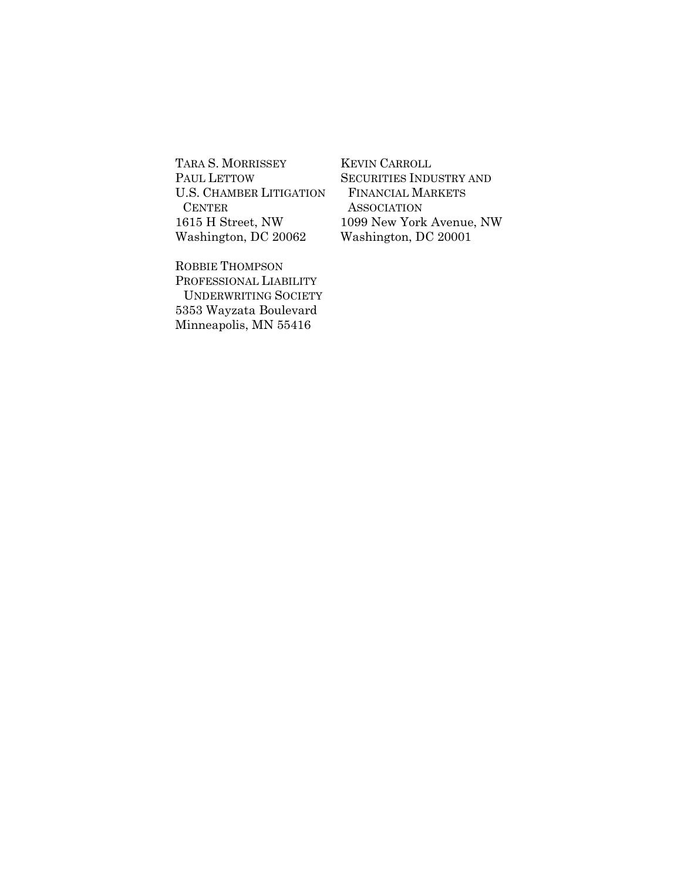TARA S. MORRISSEY  
PAUL LETTOW  
U.S. CHAMBER LITIGATION CENTER  
1615 H Street, NW  
Washington, DC 20062

ROBBIE THOMPSON  
PROFESSIONAL LIABILITY UNDERWRITING SOCIETY  
5353 Wayzata Boulevard  
Minneapolis, MN 55416

KEVIN CARROLL  
SECURITIES INDUSTRY AND FINANCIAL MARKETS ASSOCIATION  
1099 New York Avenue, NW  
Washington, DC 20001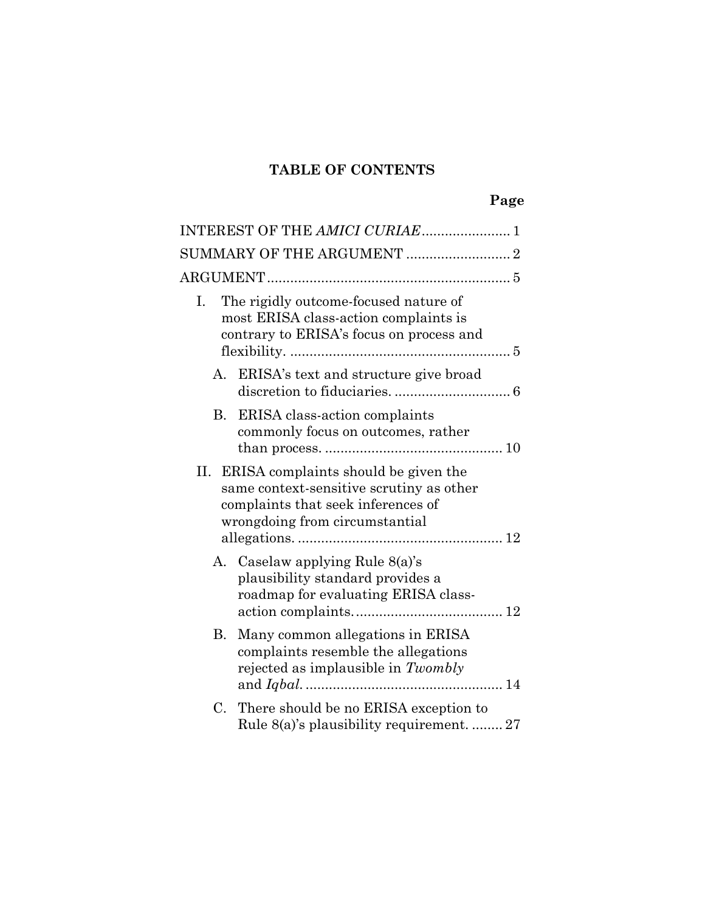# TABLE OF CONTENTS

**Page**

INTEREST OF THE *AMICI CURIAE* ....................... 1

SUMMARY OF THE ARGUMENT ........................... 2

ARGUMENT ............................................................... 5

I. The rigidly outcome-focused nature of most ERISA class-action complaints is contrary to ERISA's focus on process and flexibility. ......................................................... 5

  A. ERISA's text and structure give broad discretion to fiduciaries. .............................. 6

  B. ERISA class-action complaints commonly focus on outcomes, rather than process. .............................................. 10

II. ERISA complaints should be given the same context-sensitive scrutiny as other complaints that seek inferences of wrongdoing from circumstantial allegations. ..................................................... 12

  A. Caselaw applying Rule 8(a)'s plausibility standard provides a roadmap for evaluating ERISA class-action complaints. ...................................... 12

  B. Many common allegations in ERISA complaints resemble the allegations rejected as implausible in *Twombly* and *Iqbal*. .................................................. 14

  C. There should be no ERISA exception to Rule 8(a)'s plausibility requirement. ........ 27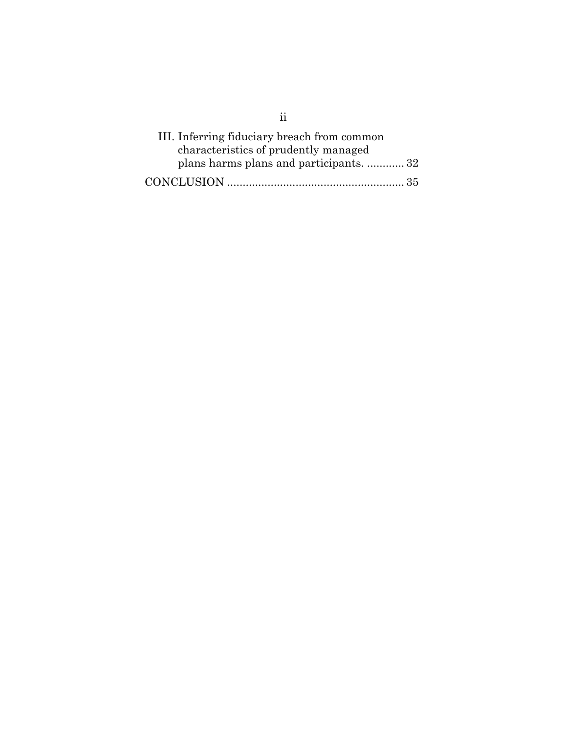III. Inferring fiduciary breach from common characteristics of prudently managed plans harms plans and participants. ............ 32

CONCLUSION ........................................................ 35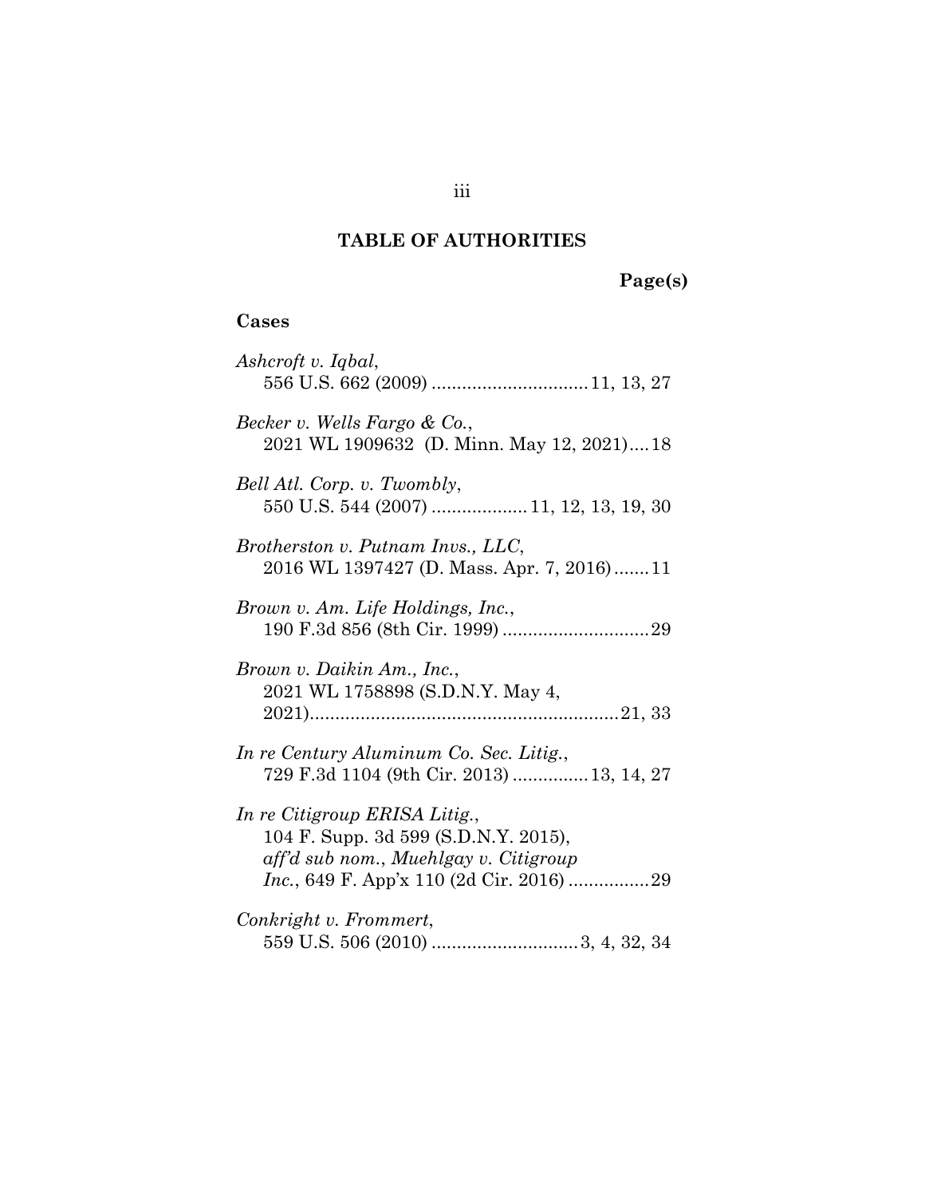# TABLE OF AUTHORITIES

**Page(s)**

## Cases

*Ashcroft v. Iqbal*,
556 U.S. 662 (2009) .............................. 11, 13, 27

*Becker v. Wells Fargo & Co.*,
2021 WL 1909632 (D. Minn. May 12, 2021) .... 18

*Bell Atl. Corp. v. Twombly*,
550 U.S. 544 (2007) .................. 11, 12, 13, 19, 30

*Brotherston v. Putnam Invs., LLC*,
2016 WL 1397427 (D. Mass. Apr. 7, 2016) ....... 11

*Brown v. Am. Life Holdings, Inc.*,
190 F.3d 856 (8th Cir. 1999) ............................ 29

*Brown v. Daikin Am., Inc.*,
2021 WL 1758898 (S.D.N.Y. May 4, 2021) ........................................................... 21, 33

*In re Century Aluminum Co. Sec. Litig.*,
729 F.3d 1104 (9th Cir. 2013) ............... 13, 14, 27

*In re Citigroup ERISA Litig.*,
104 F. Supp. 3d 599 (S.D.N.Y. 2015),
*aff'd sub nom.*, *Muehlgay v. Citigroup Inc.*, 649 F. App'x 110 (2d Cir. 2016) ................ 29

*Conkright v. Frommert*,
559 U.S. 506 (2010) ............................ 3, 4, 32, 34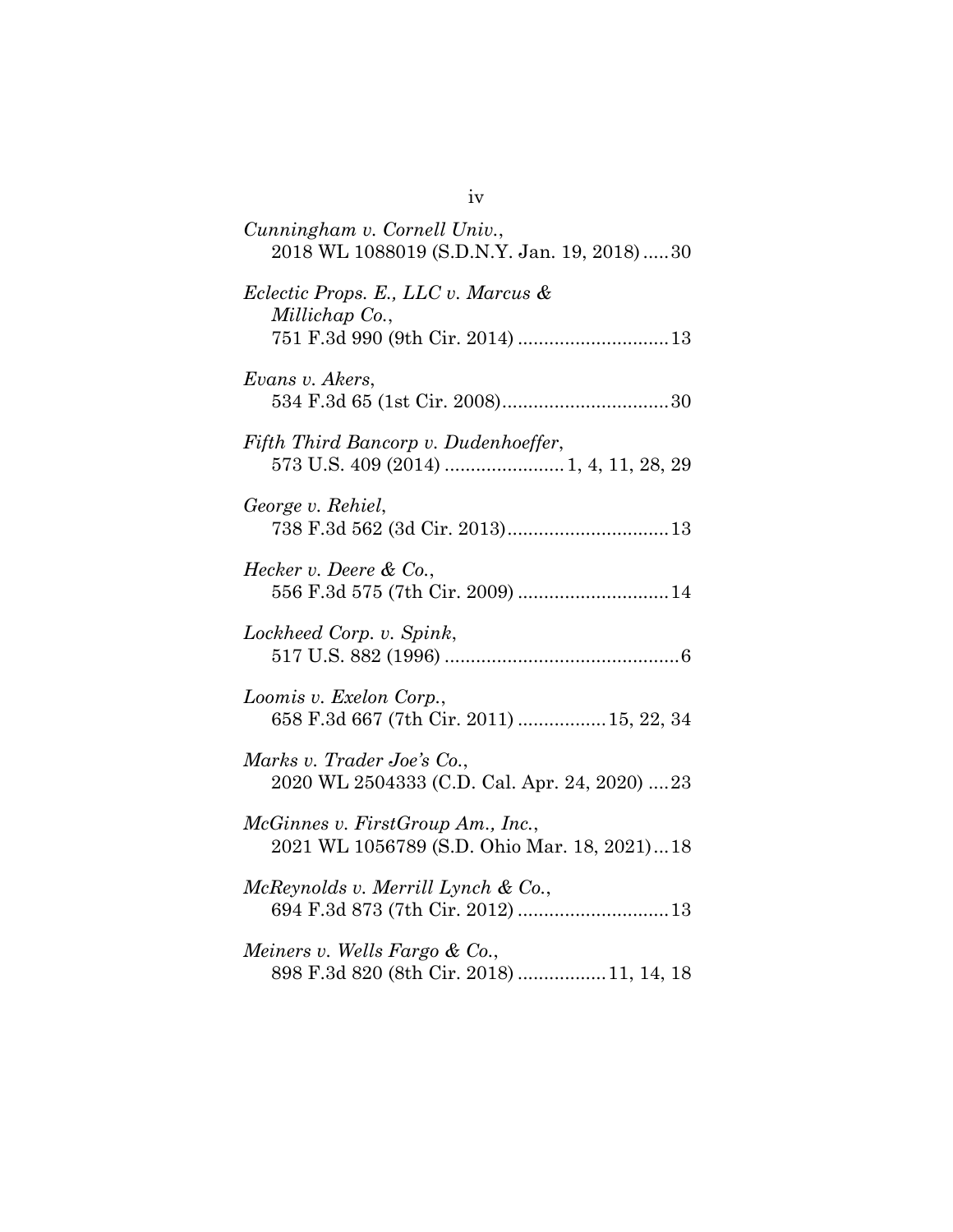*Cunningham v. Cornell Univ.*,
2018 WL 1088019 (S.D.N.Y. Jan. 19, 2018) ..... 30

*Eclectic Props. E., LLC v. Marcus & Millichap Co.*,
751 F.3d 990 (9th Cir. 2014) ............................ 13

*Evans v. Akers*,
534 F.3d 65 (1st Cir. 2008)................................ 30

*Fifth Third Bancorp v. Dudenhoeffer*,
573 U.S. 409 (2014) ...................... 1, 4, 11, 28, 29

*George v. Rehiel*,
738 F.3d 562 (3d Cir. 2013).............................. 13

*Hecker v. Deere & Co.*,
556 F.3d 575 (7th Cir. 2009) ............................ 14

*Lockheed Corp. v. Spink*,
517 U.S. 882 (1996) ............................................ 6

*Loomis v. Exelon Corp.*,
658 F.3d 667 (7th Cir. 2011) ................ 15, 22, 34

*Marks v. Trader Joe's Co.*,
2020 WL 2504333 (C.D. Cal. Apr. 24, 2020) .... 23

*McGinnes v. FirstGroup Am., Inc.*,
2021 WL 1056789 (S.D. Ohio Mar. 18, 2021)... 18

*McReynolds v. Merrill Lynch & Co.*,
694 F.3d 873 (7th Cir. 2012) ............................ 13

*Meiners v. Wells Fargo & Co.*,
898 F.3d 820 (8th Cir. 2018) ................ 11, 14, 18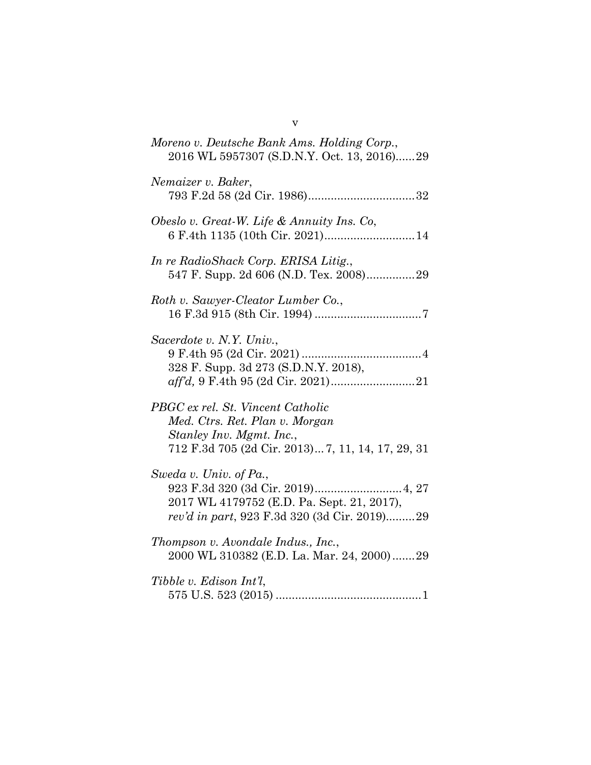*Moreno v. Deutsche Bank Ams. Holding Corp.*,
2016 WL 5957307 (S.D.N.Y. Oct. 13, 2016)......29

*Nemaizer v. Baker*,
793 F.2d 58 (2d Cir. 1986).................................32

*Obeslo v. Great-W. Life & Annuity Ins. Co*,
6 F.4th 1135 (10th Cir. 2021)............................14

*In re RadioShack Corp. ERISA Litig.*,
547 F. Supp. 2d 606 (N.D. Tex. 2008)...............29

*Roth v. Sawyer-Cleator Lumber Co.*,
16 F.3d 915 (8th Cir. 1994) .................................7

*Sacerdote v. N.Y. Univ.*,
9 F.4th 95 (2d Cir. 2021) .....................................4
328 F. Supp. 3d 273 (S.D.N.Y. 2018),
*aff'd,* 9 F.4th 95 (2d Cir. 2021)..........................21

*PBGC ex rel. St. Vincent Catholic Med. Ctrs. Ret. Plan v. Morgan Stanley Inv. Mgmt. Inc.*,
712 F.3d 705 (2d Cir. 2013)... 7, 11, 14, 17, 29, 31

*Sweda v. Univ. of Pa.*,
923 F.3d 320 (3d Cir. 2019)...........................4, 27
2017 WL 4179752 (E.D. Pa. Sept. 21, 2017),
*rev'd in part*, 923 F.3d 320 (3d Cir. 2019).........29

*Thompson v. Avondale Indus., Inc.*,
2000 WL 310382 (E.D. La. Mar. 24, 2000).......29

*Tibble v. Edison Int'l*,
575 U.S. 523 (2015) .............................................1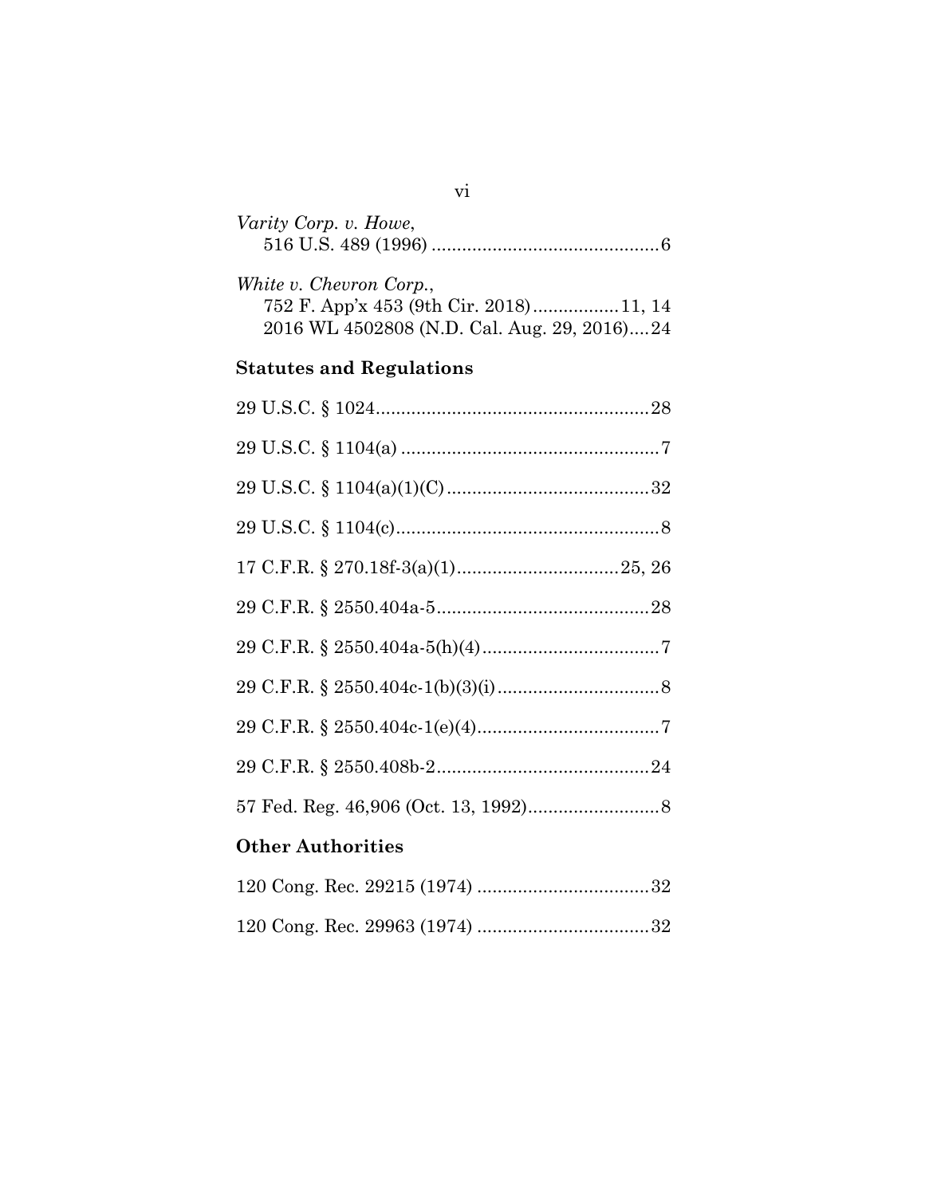*Varity Corp. v. Howe*,
516 U.S. 489 (1996) .............................................6

*White v. Chevron Corp.*,
752 F. App'x 453 (9th Cir. 2018).................11, 14
2016 WL 4502808 (N.D. Cal. Aug. 29, 2016)....24

**Statutes and Regulations**

29 U.S.C. § 1024......................................................28

29 U.S.C. § 1104(a) ...................................................7

29 U.S.C. § 1104(a)(1)(C)........................................32

29 U.S.C. § 1104(c)....................................................8

17 C.F.R. § 270.18f-3(a)(1)................................25, 26

29 C.F.R. § 2550.404a-5..........................................28

29 C.F.R. § 2550.404a-5(h)(4)...................................7

29 C.F.R. § 2550.404c-1(b)(3)(i)................................8

29 C.F.R. § 2550.404c-1(e)(4)....................................7

29 C.F.R. § 2550.408b-2..........................................24

57 Fed. Reg. 46,906 (Oct. 13, 1992)..........................8

**Other Authorities**

120 Cong. Rec. 29215 (1974) ..................................32

120 Cong. Rec. 29963 (1974) ..................................32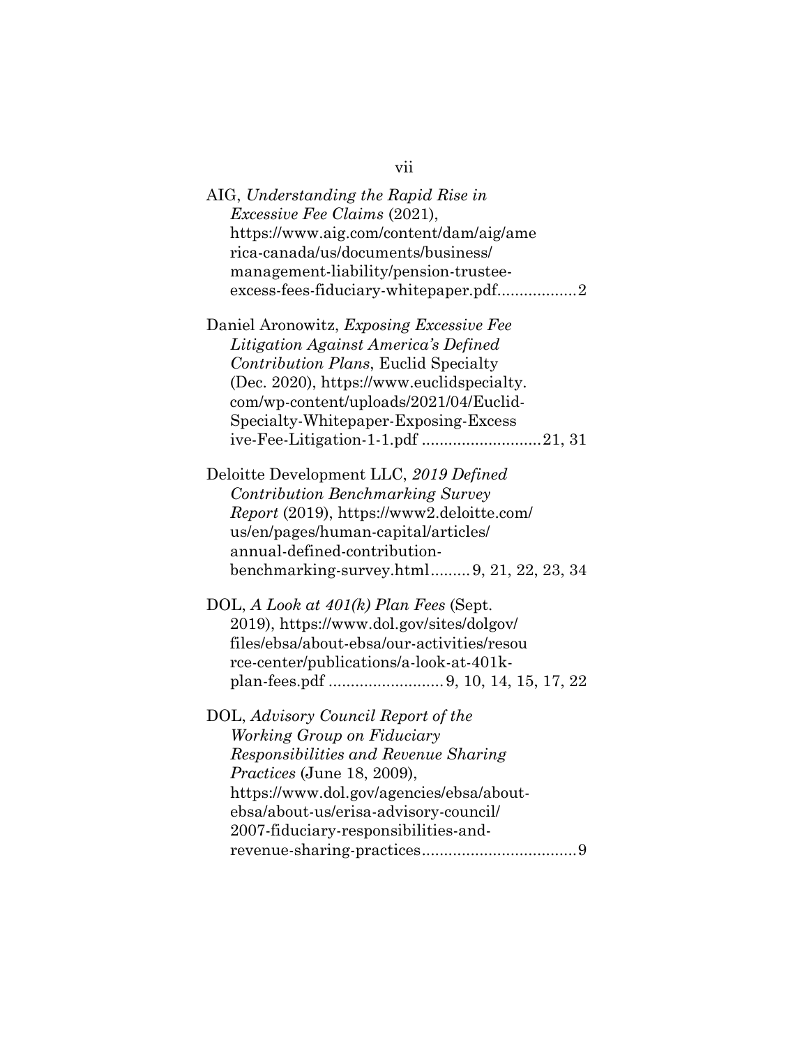AIG, *Understanding the Rapid Rise in Excessive Fee Claims* (2021), https://www.aig.com/content/dam/aig/america-canada/us/documents/business/management-liability/pension-trustee-excess-fees-fiduciary-whitepaper.pdf..................2

Daniel Aronowitz, *Exposing Excessive Fee Litigation Against America's Defined Contribution Plans*, Euclid Specialty (Dec. 2020), https://www.euclidspecialty.com/wp-content/uploads/2021/04/Euclid-Specialty-Whitepaper-Exposing-Excessive-Fee-Litigation-1-1.pdf ...........................21, 31

Deloitte Development LLC, *2019 Defined Contribution Benchmarking Survey Report* (2019), https://www2.deloitte.com/us/en/pages/human-capital/articles/annual-defined-contribution-benchmarking-survey.html.........9, 21, 22, 23, 34

DOL, *A Look at 401(k) Plan Fees* (Sept. 2019), https://www.dol.gov/sites/dolgov/files/ebsa/about-ebsa/our-activities/resource-center/publications/a-look-at-401k-plan-fees.pdf ..........................9, 10, 14, 15, 17, 22

DOL, *Advisory Council Report of the Working Group on Fiduciary Responsibilities and Revenue Sharing Practices* (June 18, 2009), https://www.dol.gov/agencies/ebsa/about-ebsa/about-us/erisa-advisory-council/2007-fiduciary-responsibilities-and-revenue-sharing-practices...................................9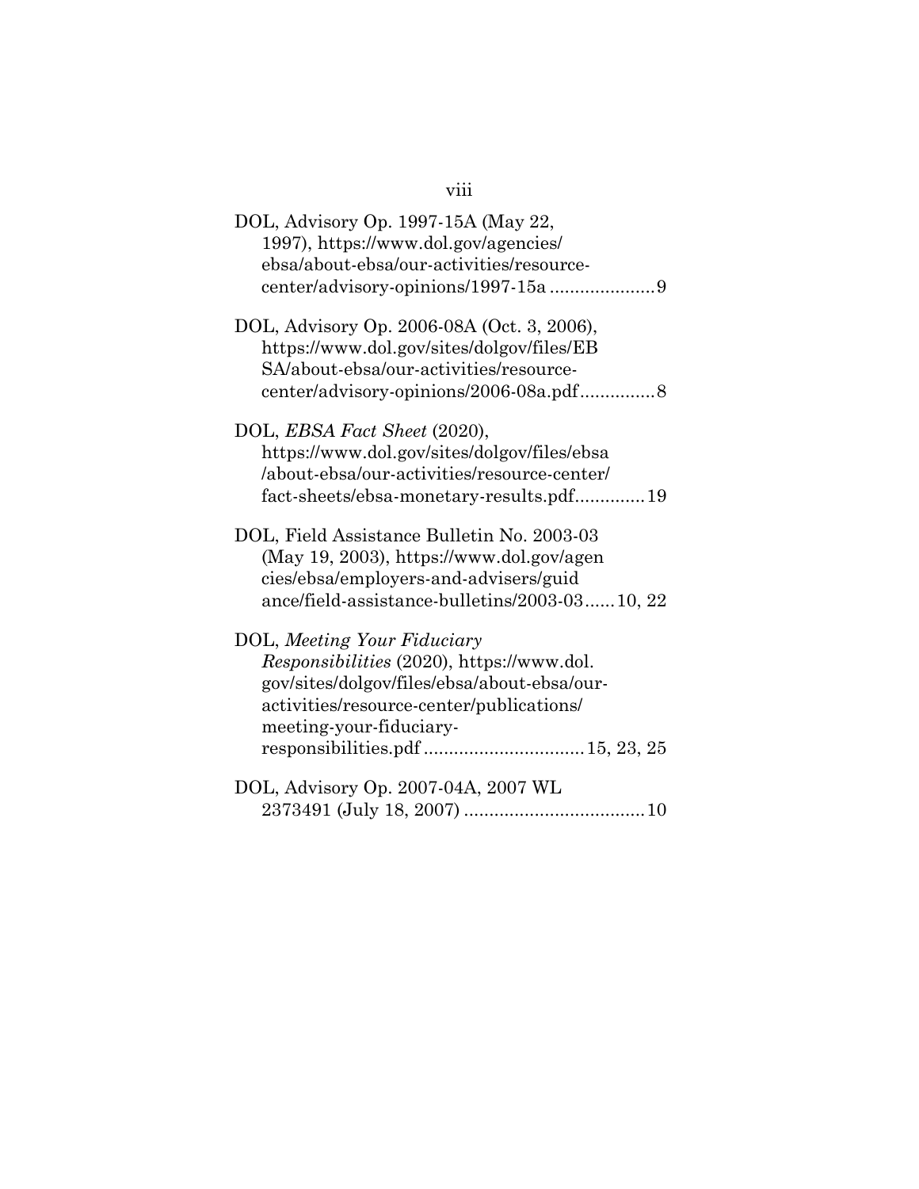DOL, Advisory Op. 1997-15A (May 22, 1997), https://www.dol.gov/agencies/ebsa/about-ebsa/our-activities/resource-center/advisory-opinions/1997-15a ..................... 9

DOL, Advisory Op. 2006-08A (Oct. 3, 2006), https://www.dol.gov/sites/dolgov/files/EBSA/about-ebsa/our-activities/resource-center/advisory-opinions/2006-08a.pdf ............... 8

DOL, *EBSA Fact Sheet* (2020), https://www.dol.gov/sites/dolgov/files/ebsa/about-ebsa/our-activities/resource-center/fact-sheets/ebsa-monetary-results.pdf .............. 19

DOL, Field Assistance Bulletin No. 2003-03 (May 19, 2003), https://www.dol.gov/agencies/ebsa/employers-and-advisers/guidance/field-assistance-bulletins/2003-03 ...... 10, 22

DOL, *Meeting Your Fiduciary Responsibilities* (2020), https://www.dol.gov/sites/dolgov/files/ebsa/about-ebsa/our-activities/resource-center/publications/meeting-your-fiduciary-responsibilities.pdf ................................ 15, 23, 25

DOL, Advisory Op. 2007-04A, 2007 WL 2373491 (July 18, 2007) .................................... 10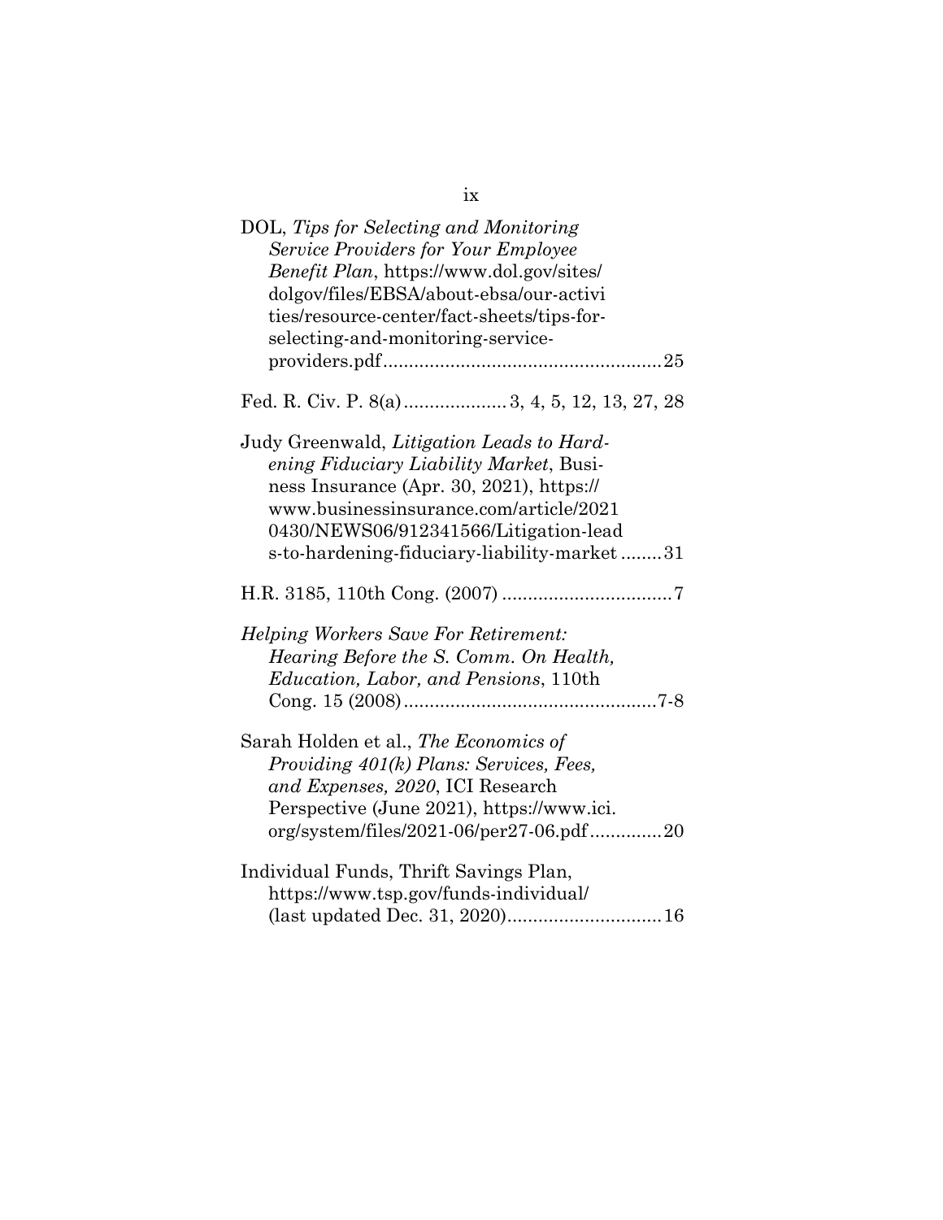DOL, *Tips for Selecting and Monitoring Service Providers for Your Employee Benefit Plan*, https://www.dol.gov/sites/dolgov/files/EBSA/about-ebsa/our-activities/resource-center/fact-sheets/tips-for-selecting-and-monitoring-service-providers.pdf ......................................................25

Fed. R. Civ. P. 8(a) .................... 3, 4, 5, 12, 13, 27, 28

Judy Greenwald, *Litigation Leads to Hardening Fiduciary Liability Market*, Business Insurance (Apr. 30, 2021), https://www.businessinsurance.com/article/20210430/NEWS06/912341566/Litigation-leads-to-hardening-fiduciary-liability-market ........31

H.R. 3185, 110th Cong. (2007) .................................7

*Helping Workers Save For Retirement: Hearing Before the S. Comm. On Health, Education, Labor, and Pensions*, 110th Cong. 15 (2008) .................................................7-8

Sarah Holden et al., *The Economics of Providing 401(k) Plans: Services, Fees, and Expenses, 2020*, ICI Research Perspective (June 2021), https://www.ici.org/system/files/2021-06/per27-06.pdf ..............20

Individual Funds, Thrift Savings Plan, https://www.tsp.gov/funds-individual/ (last updated Dec. 31, 2020) .............................16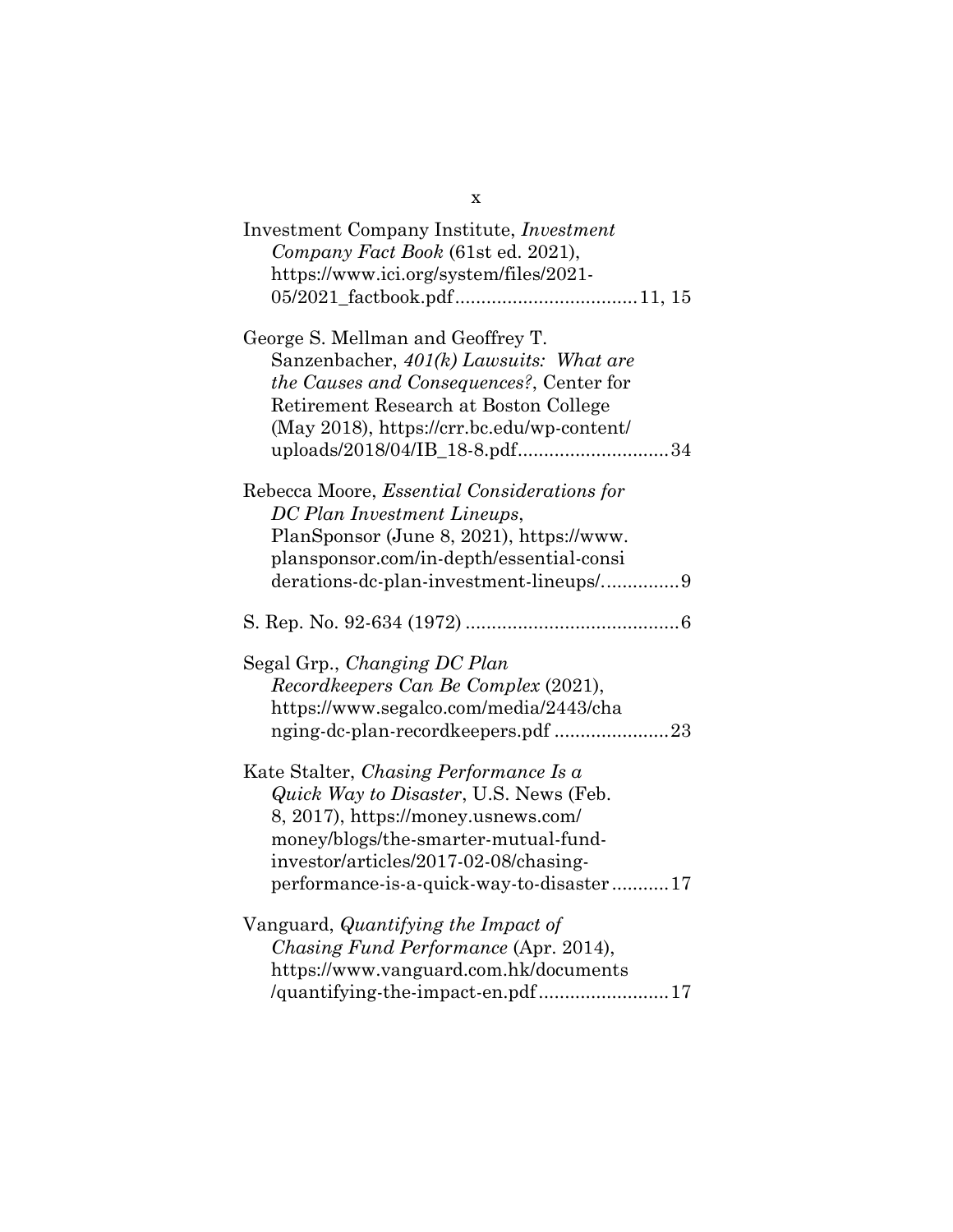Investment Company Institute, *Investment Company Fact Book* (61st ed. 2021), https://www.ici.org/system/files/2021-05/2021_factbook.pdf .................................. 11, 15

George S. Mellman and Geoffrey T. Sanzenbacher, *401(k) Lawsuits: What are the Causes and Consequences?*, Center for Retirement Research at Boston College (May 2018), https://crr.bc.edu/wp-content/uploads/2018/04/IB_18-8.pdf ............................. 34

Rebecca Moore, *Essential Considerations for DC Plan Investment Lineups*, PlanSponsor (June 8, 2021), https://www.plansponsor.com/in-depth/essential-considerations-dc-plan-investment-lineups/ ............... 9

S. Rep. No. 92-634 (1972) ......................................... 6

Segal Grp., *Changing DC Plan Recordkeepers Can Be Complex* (2021), https://www.segalco.com/media/2443/changing-dc-plan-recordkeepers.pdf ...................... 23

Kate Stalter, *Chasing Performance Is a Quick Way to Disaster*, U.S. News (Feb. 8, 2017), https://money.usnews.com/money/blogs/the-smarter-mutual-fund-investor/articles/2017-02-08/chasing-performance-is-a-quick-way-to-disaster ........... 17

Vanguard, *Quantifying the Impact of Chasing Fund Performance* (Apr. 2014), https://www.vanguard.com.hk/documents/quantifying-the-impact-en.pdf ......................... 17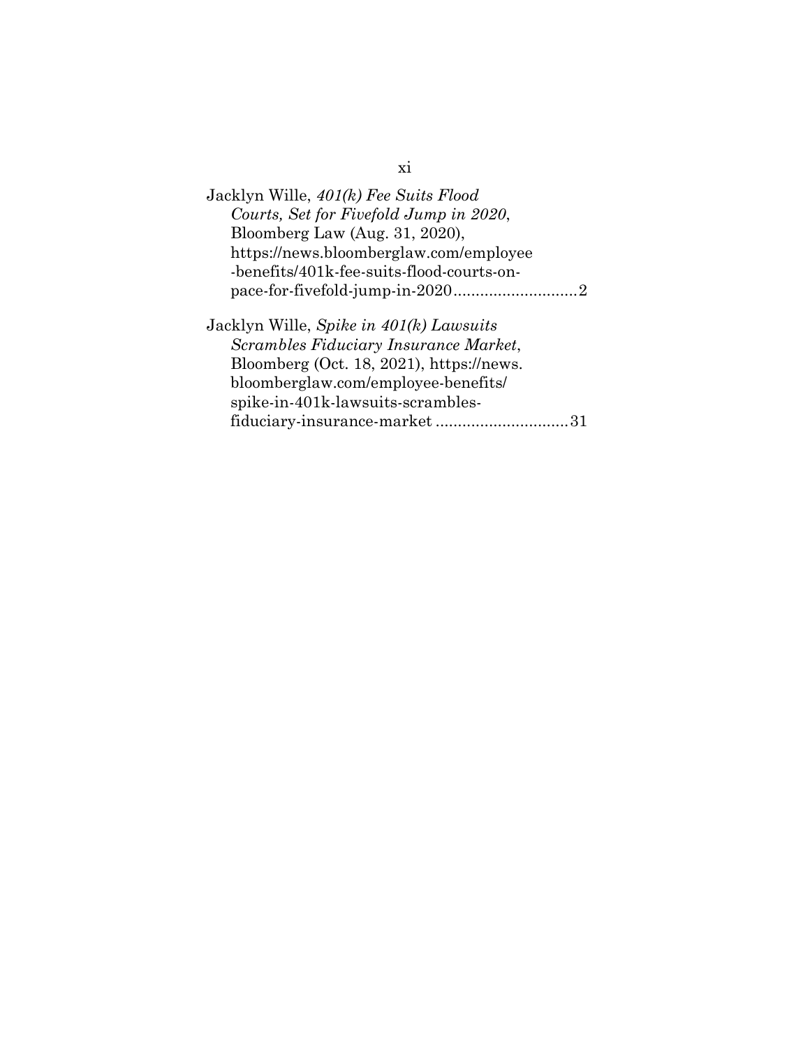Jacklyn Wille, *401(k) Fee Suits Flood Courts, Set for Fivefold Jump in 2020*, Bloomberg Law (Aug. 31, 2020), https://news.bloomberglaw.com/employee-benefits/401k-fee-suits-flood-courts-on-pace-for-fivefold-jump-in-2020............................2

Jacklyn Wille, *Spike in 401(k) Lawsuits Scrambles Fiduciary Insurance Market*, Bloomberg (Oct. 18, 2021), https://news.bloomberglaw.com/employee-benefits/spike-in-401k-lawsuits-scrambles-fiduciary-insurance-market ..............................31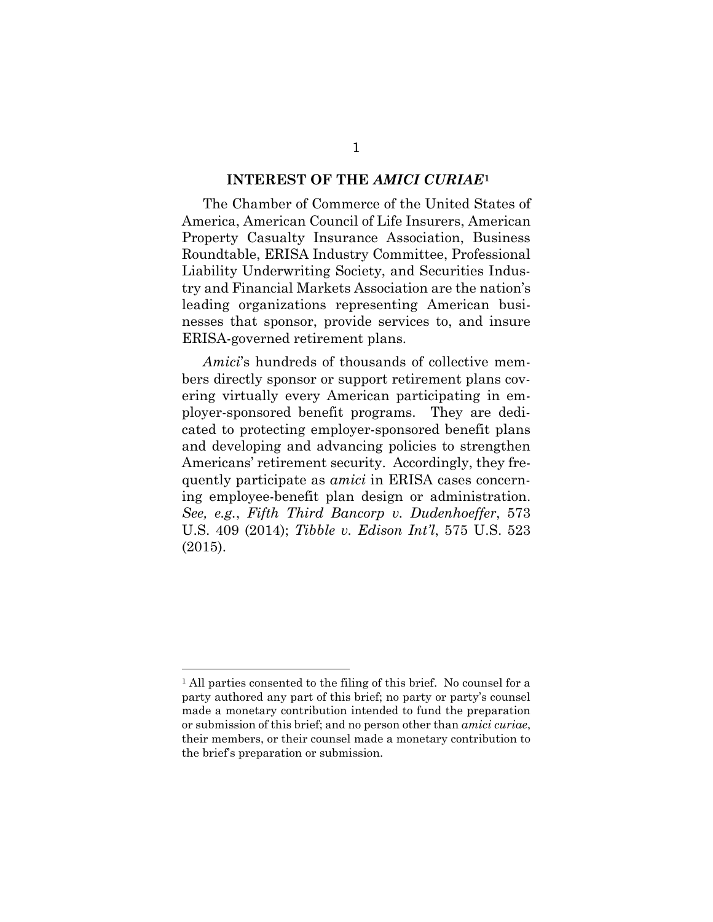## INTEREST OF THE *AMICI CURIAE*[1]

The Chamber of Commerce of the United States of America, American Council of Life Insurers, American Property Casualty Insurance Association, Business Roundtable, ERISA Industry Committee, Professional Liability Underwriting Society, and Securities Industry and Financial Markets Association are the nation's leading organizations representing American businesses that sponsor, provide services to, and insure ERISA-governed retirement plans.

*Amici*'s hundreds of thousands of collective members directly sponsor or support retirement plans covering virtually every American participating in employer-sponsored benefit programs. They are dedicated to protecting employer-sponsored benefit plans and developing and advancing policies to strengthen Americans' retirement security. Accordingly, they frequently participate as *amici* in ERISA cases concerning employee-benefit plan design or administration. *See, e.g.*, *Fifth Third Bancorp v. Dudenhoeffer*, 573 U.S. 409 (2014); *Tibble v. Edison Int'l*, 575 U.S. 523 (2015).

---

[1] All parties consented to the filing of this brief. No counsel for a party authored any part of this brief; no party or party's counsel made a monetary contribution intended to fund the preparation or submission of this brief; and no person other than *amici curiae*, their members, or their counsel made a monetary contribution to the brief's preparation or submission.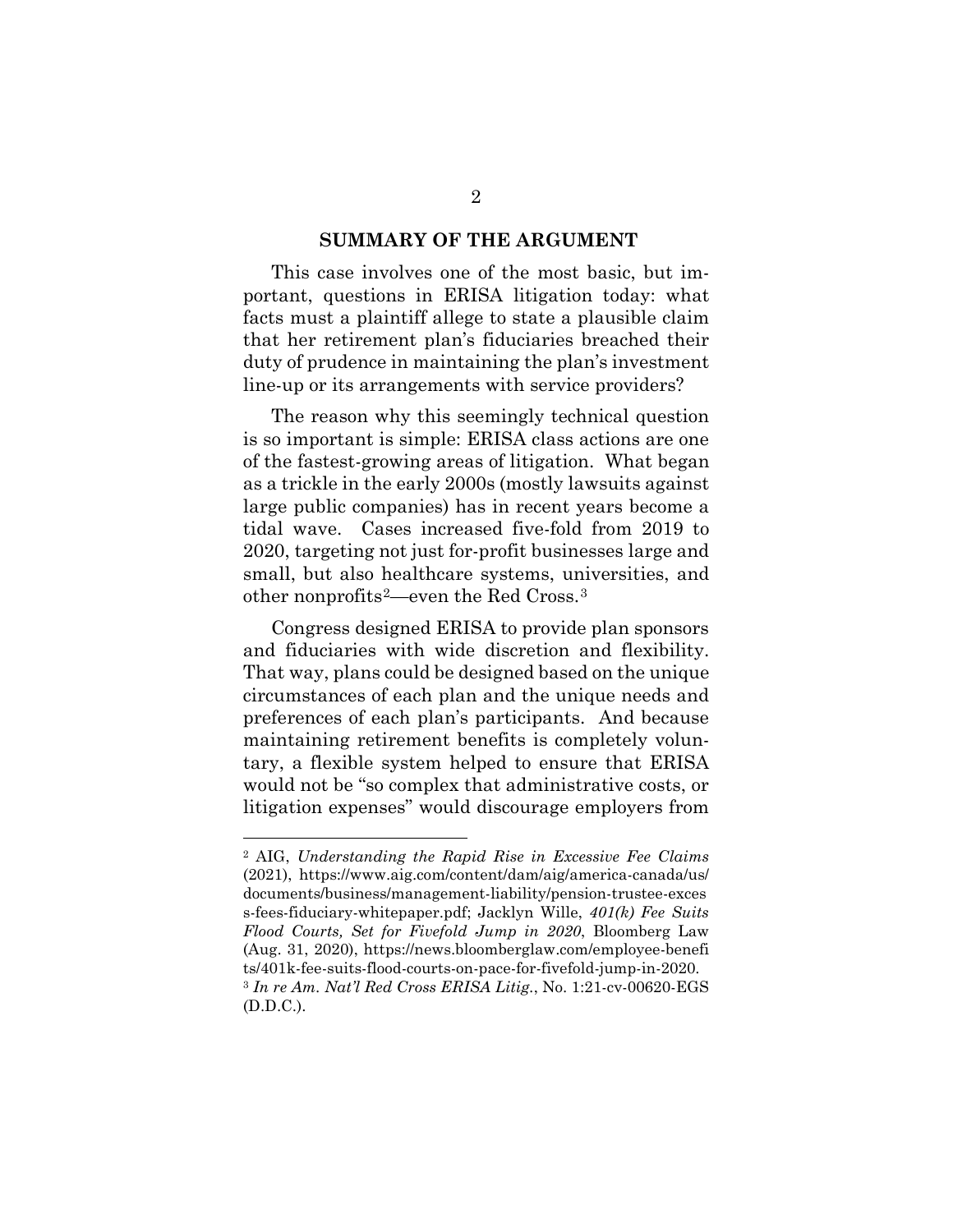## SUMMARY OF THE ARGUMENT

This case involves one of the most basic, but important, questions in ERISA litigation today: what facts must a plaintiff allege to state a plausible claim that her retirement plan's fiduciaries breached their duty of prudence in maintaining the plan's investment line-up or its arrangements with service providers?

The reason why this seemingly technical question is so important is simple: ERISA class actions are one of the fastest-growing areas of litigation. What began as a trickle in the early 2000s (mostly lawsuits against large public companies) has in recent years become a tidal wave. Cases increased five-fold from 2019 to 2020, targeting not just for-profit businesses large and small, but also healthcare systems, universities, and other nonprofits[2]—even the Red Cross.[3]

Congress designed ERISA to provide plan sponsors and fiduciaries with wide discretion and flexibility. That way, plans could be designed based on the unique circumstances of each plan and the unique needs and preferences of each plan's participants. And because maintaining retirement benefits is completely voluntary, a flexible system helped to ensure that ERISA would not be "so complex that administrative costs, or litigation expenses" would discourage employers from

---

[2] AIG, *Understanding the Rapid Rise in Excessive Fee Claims* (2021), https://www.aig.com/content/dam/aig/america-canada/us/documents/business/management-liability/pension-trustee-excess-fees-fiduciary-whitepaper.pdf; Jacklyn Wille, *401(k) Fee Suits Flood Courts, Set for Fivefold Jump in 2020*, Bloomberg Law (Aug. 31, 2020), https://news.bloomberglaw.com/employee-benefits/401k-fee-suits-flood-courts-on-pace-for-fivefold-jump-in-2020.

[3] *In re Am. Nat'l Red Cross ERISA Litig.*, No. 1:21-cv-00620-EGS (D.D.C.).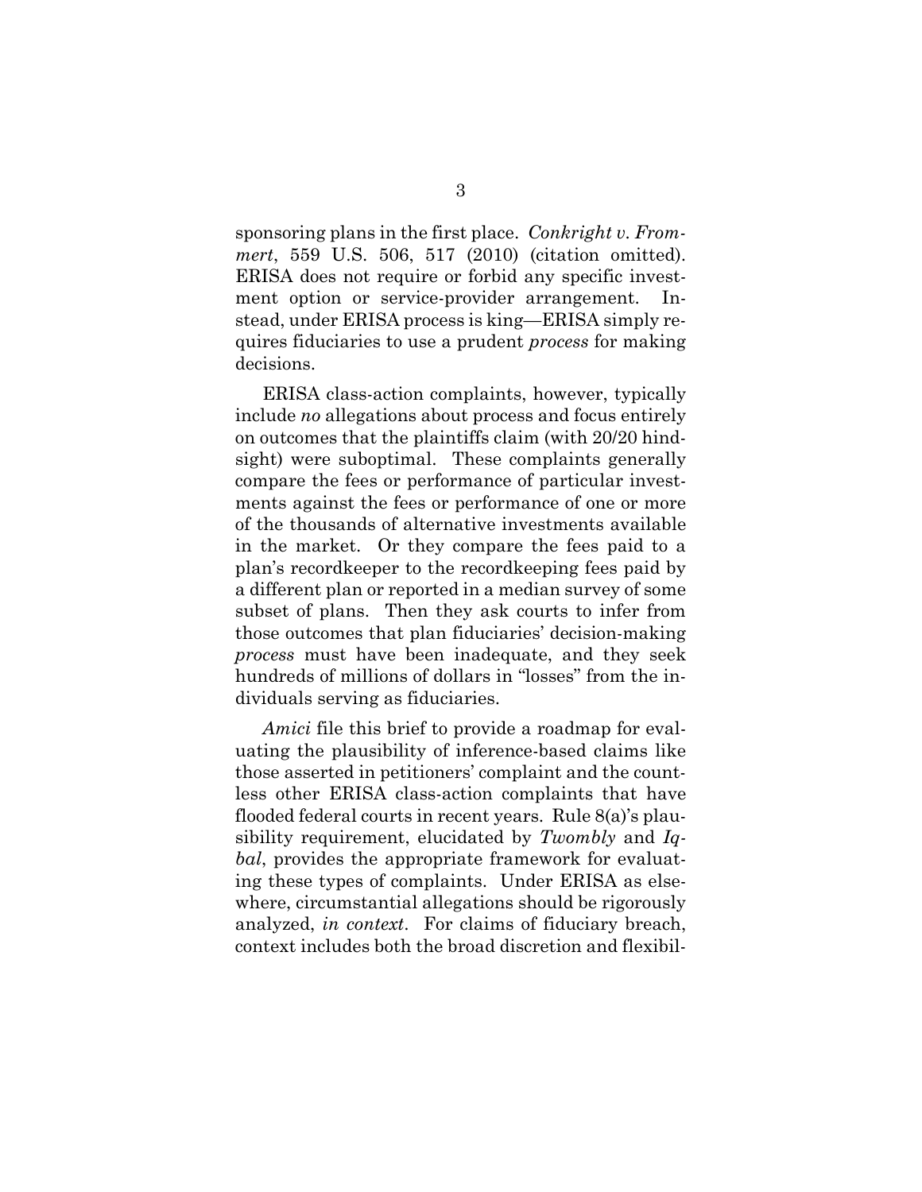sponsoring plans in the first place. *Conkright v. Frommert*, 559 U.S. 506, 517 (2010) (citation omitted). ERISA does not require or forbid any specific investment option or service-provider arrangement. Instead, under ERISA process is king—ERISA simply requires fiduciaries to use a prudent *process* for making decisions.

ERISA class-action complaints, however, typically include *no* allegations about process and focus entirely on outcomes that the plaintiffs claim (with 20/20 hindsight) were suboptimal. These complaints generally compare the fees or performance of particular investments against the fees or performance of one or more of the thousands of alternative investments available in the market. Or they compare the fees paid to a plan's recordkeeper to the recordkeeping fees paid by a different plan or reported in a median survey of some subset of plans. Then they ask courts to infer from those outcomes that plan fiduciaries' decision-making *process* must have been inadequate, and they seek hundreds of millions of dollars in "losses" from the individuals serving as fiduciaries.

*Amici* file this brief to provide a roadmap for evaluating the plausibility of inference-based claims like those asserted in petitioners' complaint and the countless other ERISA class-action complaints that have flooded federal courts in recent years. Rule 8(a)'s plausibility requirement, elucidated by *Twombly* and *Iqbal*, provides the appropriate framework for evaluating these types of complaints. Under ERISA as elsewhere, circumstantial allegations should be rigorously analyzed, *in context*. For claims of fiduciary breach, context includes both the broad discretion and flexibil-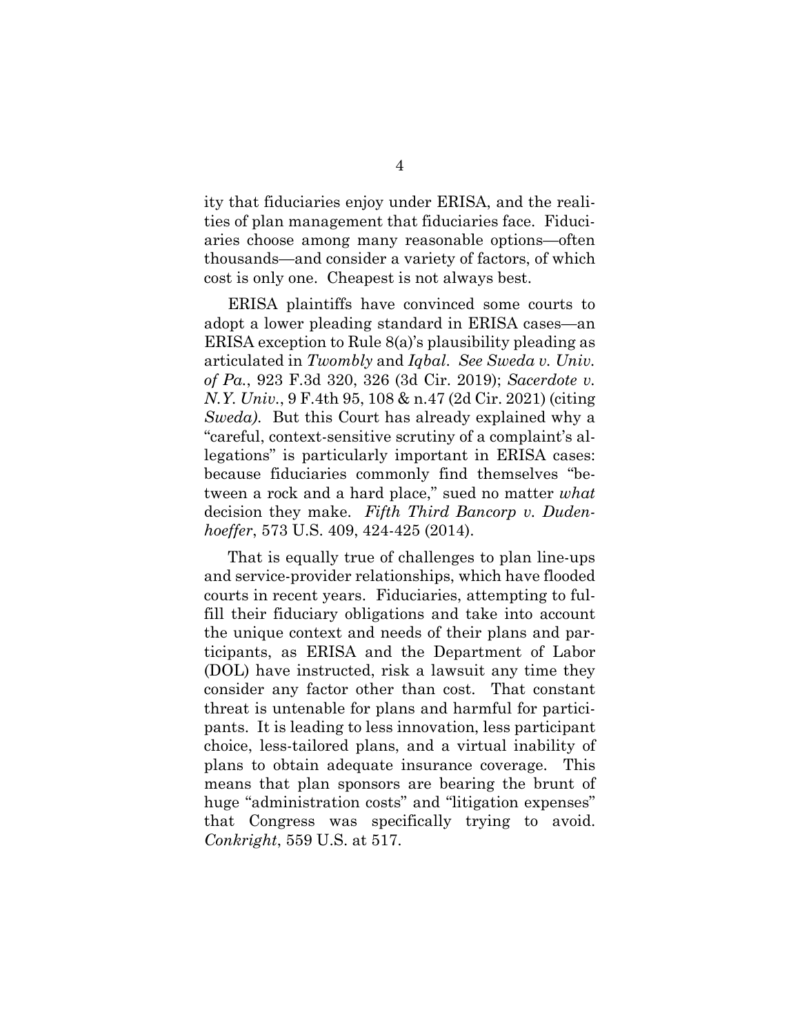ity that fiduciaries enjoy under ERISA, and the realities of plan management that fiduciaries face. Fiduciaries choose among many reasonable options—often thousands—and consider a variety of factors, of which cost is only one. Cheapest is not always best.

ERISA plaintiffs have convinced some courts to adopt a lower pleading standard in ERISA cases—an ERISA exception to Rule 8(a)'s plausibility pleading as articulated in *Twombly* and *Iqbal*. *See Sweda v. Univ. of Pa.*, 923 F.3d 320, 326 (3d Cir. 2019); *Sacerdote v. N.Y. Univ.*, 9 F.4th 95, 108 & n.47 (2d Cir. 2021) (citing *Sweda*). But this Court has already explained why a "careful, context-sensitive scrutiny of a complaint's allegations" is particularly important in ERISA cases: because fiduciaries commonly find themselves "between a rock and a hard place," sued no matter *what* decision they make. *Fifth Third Bancorp v. Dudenhoeffer*, 573 U.S. 409, 424-425 (2014).

That is equally true of challenges to plan line-ups and service-provider relationships, which have flooded courts in recent years. Fiduciaries, attempting to fulfill their fiduciary obligations and take into account the unique context and needs of their plans and participants, as ERISA and the Department of Labor (DOL) have instructed, risk a lawsuit any time they consider any factor other than cost. That constant threat is untenable for plans and harmful for participants. It is leading to less innovation, less participant choice, less-tailored plans, and a virtual inability of plans to obtain adequate insurance coverage. This means that plan sponsors are bearing the brunt of huge "administration costs" and "litigation expenses" that Congress was specifically trying to avoid. *Conkright*, 559 U.S. at 517.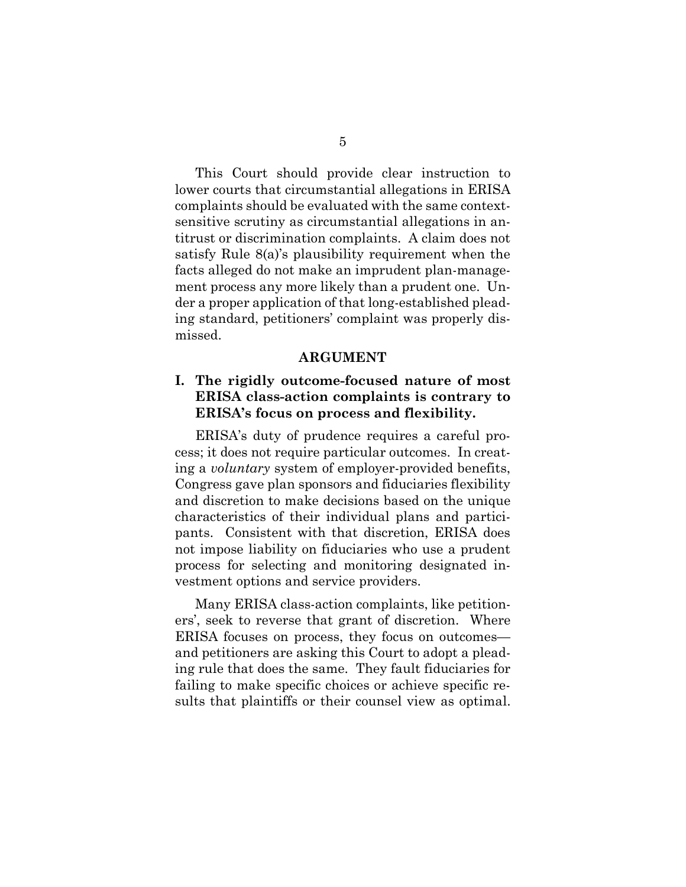This Court should provide clear instruction to lower courts that circumstantial allegations in ERISA complaints should be evaluated with the same context-sensitive scrutiny as circumstantial allegations in antitrust or discrimination complaints. A claim does not satisfy Rule 8(a)'s plausibility requirement when the facts alleged do not make an imprudent plan-management process any more likely than a prudent one. Under a proper application of that long-established pleading standard, petitioners' complaint was properly dismissed.

## ARGUMENT

### I. The rigidly outcome-focused nature of most ERISA class-action complaints is contrary to ERISA's focus on process and flexibility.

ERISA's duty of prudence requires a careful process; it does not require particular outcomes. In creating a *voluntary* system of employer-provided benefits, Congress gave plan sponsors and fiduciaries flexibility and discretion to make decisions based on the unique characteristics of their individual plans and participants. Consistent with that discretion, ERISA does not impose liability on fiduciaries who use a prudent process for selecting and monitoring designated investment options and service providers.

Many ERISA class-action complaints, like petitioners', seek to reverse that grant of discretion. Where ERISA focuses on process, they focus on outcomes—and petitioners are asking this Court to adopt a pleading rule that does the same. They fault fiduciaries for failing to make specific choices or achieve specific results that plaintiffs or their counsel view as optimal.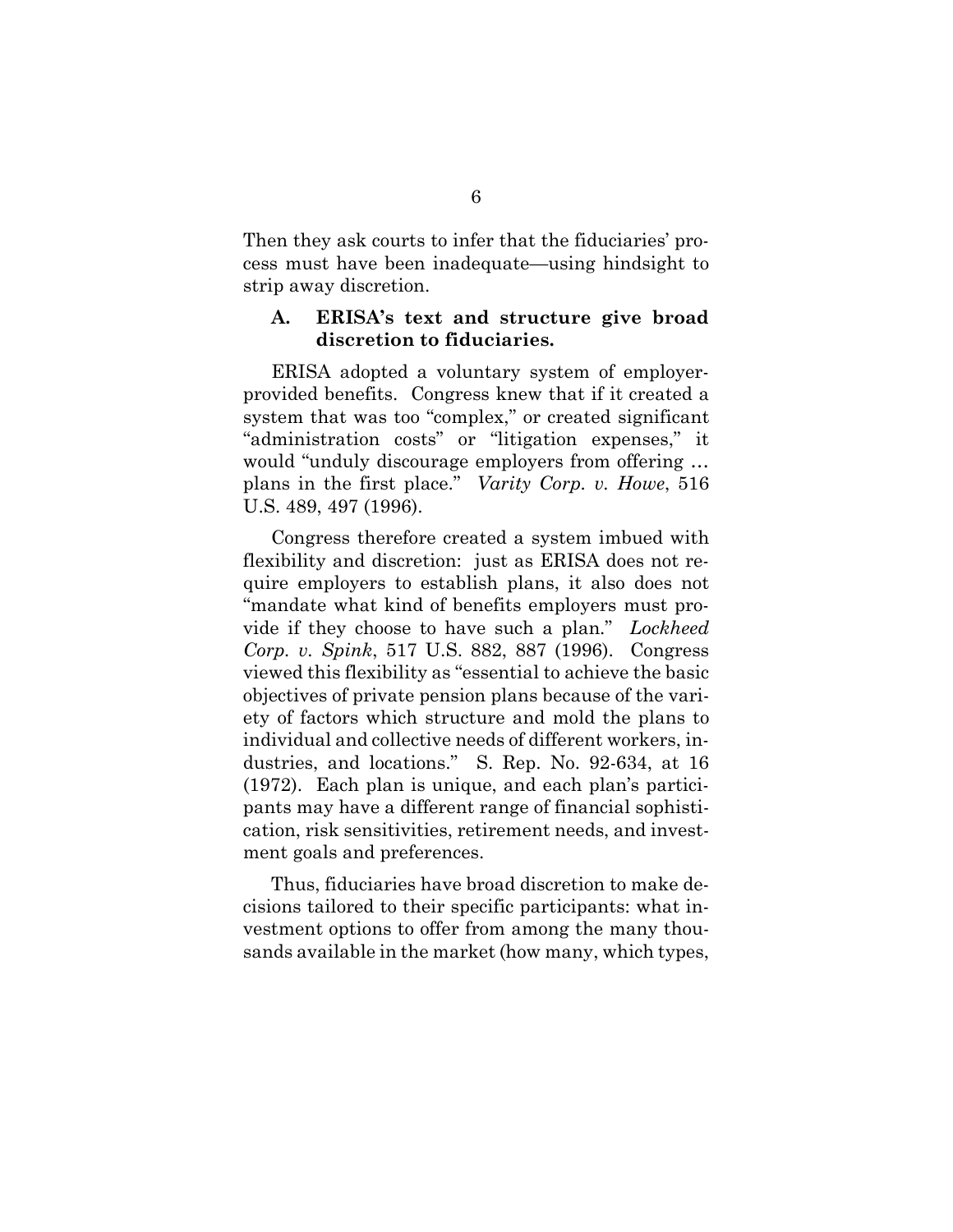Then they ask courts to infer that the fiduciaries' process must have been inadequate—using hindsight to strip away discretion.

### A. ERISA's text and structure give broad discretion to fiduciaries.

ERISA adopted a voluntary system of employer-provided benefits. Congress knew that if it created a system that was too "complex," or created significant "administration costs" or "litigation expenses," it would "unduly discourage employers from offering … plans in the first place." *Varity Corp. v. Howe*, 516 U.S. 489, 497 (1996).

Congress therefore created a system imbued with flexibility and discretion: just as ERISA does not require employers to establish plans, it also does not "mandate what kind of benefits employers must provide if they choose to have such a plan." *Lockheed Corp. v. Spink*, 517 U.S. 882, 887 (1996). Congress viewed this flexibility as "essential to achieve the basic objectives of private pension plans because of the variety of factors which structure and mold the plans to individual and collective needs of different workers, industries, and locations." S. Rep. No. 92-634, at 16 (1972). Each plan is unique, and each plan's participants may have a different range of financial sophistication, risk sensitivities, retirement needs, and investment goals and preferences.

Thus, fiduciaries have broad discretion to make decisions tailored to their specific participants: what investment options to offer from among the many thousands available in the market (how many, which types,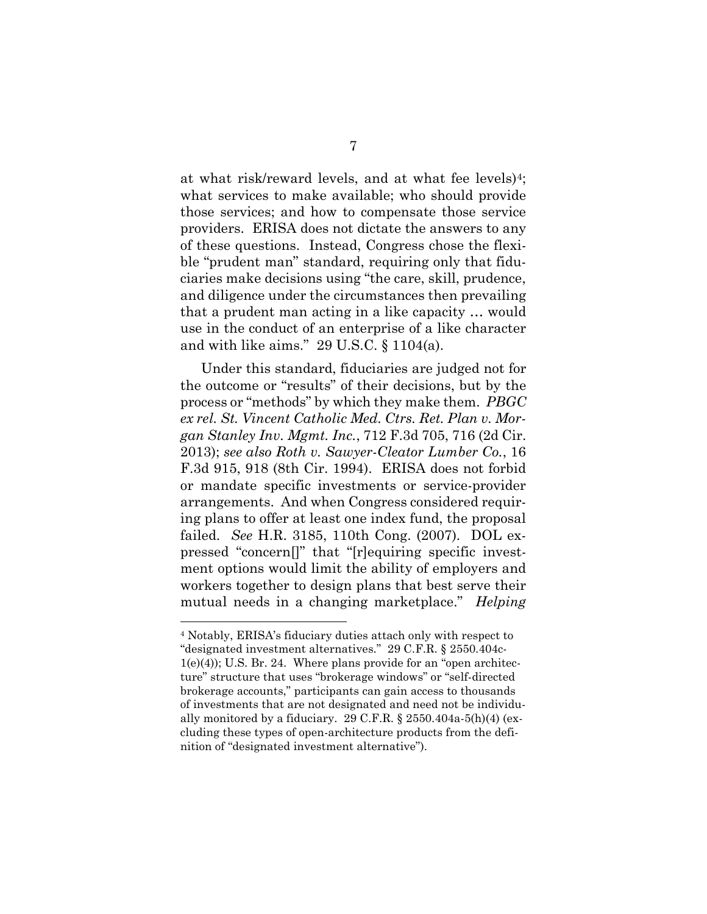at what risk/reward levels, and at what fee levels)[4]; what services to make available; who should provide those services; and how to compensate those service providers. ERISA does not dictate the answers to any of these questions. Instead, Congress chose the flexible "prudent man" standard, requiring only that fiduciaries make decisions using "the care, skill, prudence, and diligence under the circumstances then prevailing that a prudent man acting in a like capacity … would use in the conduct of an enterprise of a like character and with like aims." 29 U.S.C. § 1104(a).

Under this standard, fiduciaries are judged not for the outcome or "results" of their decisions, but by the process or "methods" by which they make them. *PBGC ex rel. St. Vincent Catholic Med. Ctrs. Ret. Plan v. Morgan Stanley Inv. Mgmt. Inc.*, 712 F.3d 705, 716 (2d Cir. 2013); *see also Roth v. Sawyer-Cleator Lumber Co.*, 16 F.3d 915, 918 (8th Cir. 1994). ERISA does not forbid or mandate specific investments or service-provider arrangements. And when Congress considered requiring plans to offer at least one index fund, the proposal failed. *See* H.R. 3185, 110th Cong. (2007). DOL expressed "concern[]" that "[r]equiring specific investment options would limit the ability of employers and workers together to design plans that best serve their mutual needs in a changing marketplace." *Helping*

---

[4] Notably, ERISA's fiduciary duties attach only with respect to "designated investment alternatives." 29 C.F.R. § 2550.404c-1(e)(4)); U.S. Br. 24. Where plans provide for an "open architecture" structure that uses "brokerage windows" or "self-directed brokerage accounts," participants can gain access to thousands of investments that are not designated and need not be individually monitored by a fiduciary. 29 C.F.R. § 2550.404a-5(h)(4) (excluding these types of open-architecture products from the definition of "designated investment alternative").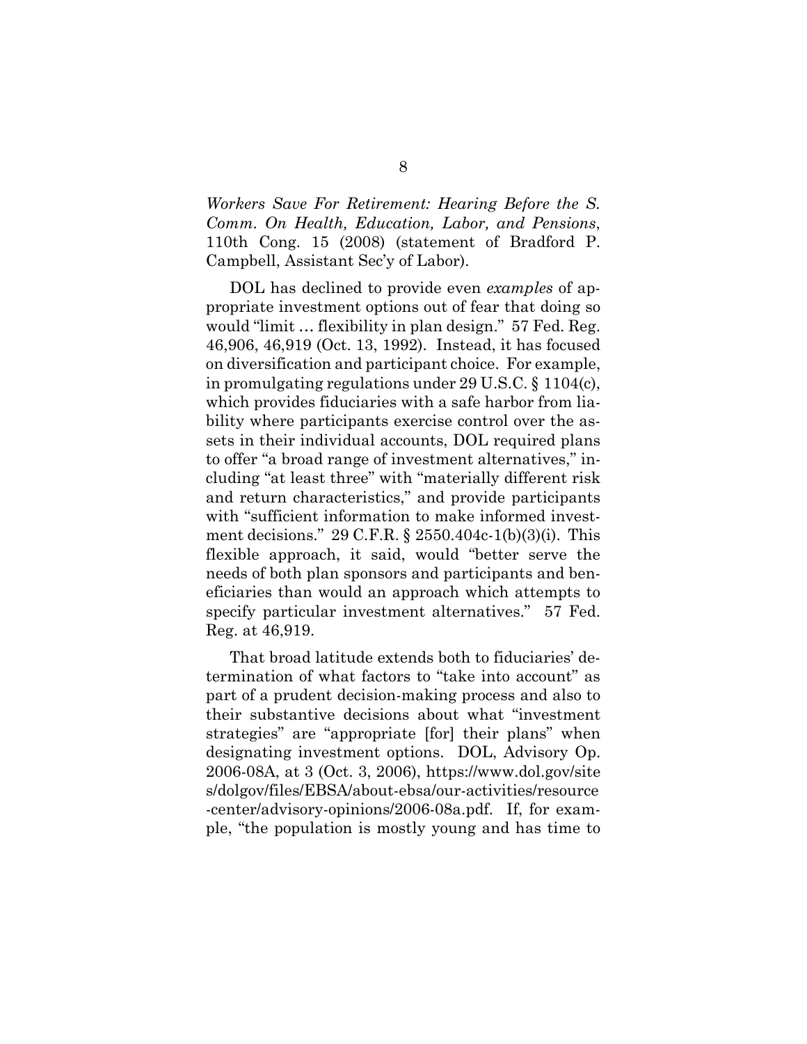*Workers Save For Retirement: Hearing Before the S. Comm. On Health, Education, Labor, and Pensions*, 110th Cong. 15 (2008) (statement of Bradford P. Campbell, Assistant Sec'y of Labor).

DOL has declined to provide even *examples* of appropriate investment options out of fear that doing so would "limit … flexibility in plan design." 57 Fed. Reg. 46,906, 46,919 (Oct. 13, 1992). Instead, it has focused on diversification and participant choice. For example, in promulgating regulations under 29 U.S.C. § 1104(c), which provides fiduciaries with a safe harbor from liability where participants exercise control over the assets in their individual accounts, DOL required plans to offer "a broad range of investment alternatives," including "at least three" with "materially different risk and return characteristics," and provide participants with "sufficient information to make informed investment decisions." 29 C.F.R. § 2550.404c-1(b)(3)(i). This flexible approach, it said, would "better serve the needs of both plan sponsors and participants and beneficiaries than would an approach which attempts to specify particular investment alternatives." 57 Fed. Reg. at 46,919.

That broad latitude extends both to fiduciaries' determination of what factors to "take into account" as part of a prudent decision-making process and also to their substantive decisions about what "investment strategies" are "appropriate [for] their plans" when designating investment options. DOL, Advisory Op. 2006-08A, at 3 (Oct. 3, 2006), https://www.dol.gov/sites/dolgov/files/EBSA/about-ebsa/our-activities/resource-center/advisory-opinions/2006-08a.pdf. If, for example, "the population is mostly young and has time to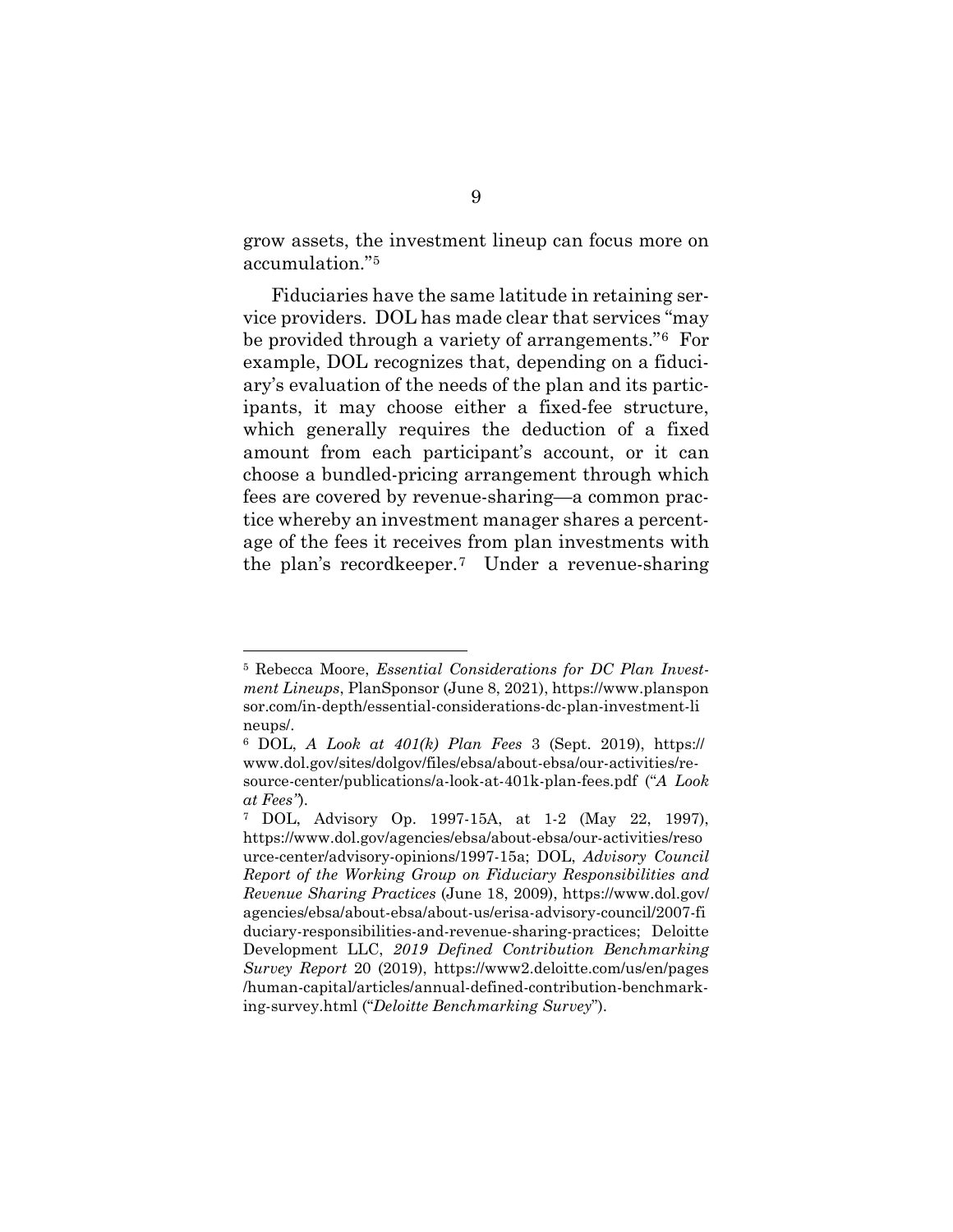grow assets, the investment lineup can focus more on accumulation."[5]

Fiduciaries have the same latitude in retaining service providers. DOL has made clear that services "may be provided through a variety of arrangements."[6] For example, DOL recognizes that, depending on a fiduciary's evaluation of the needs of the plan and its participants, it may choose either a fixed-fee structure, which generally requires the deduction of a fixed amount from each participant's account, or it can choose a bundled-pricing arrangement through which fees are covered by revenue-sharing—a common practice whereby an investment manager shares a percentage of the fees it receives from plan investments with the plan's recordkeeper.[7] Under a revenue-sharing

---

[5] Rebecca Moore, *Essential Considerations for DC Plan Investment Lineups*, PlanSponsor (June 8, 2021), https://www.plansponsor.com/in-depth/essential-considerations-dc-plan-investment-lineups/.

[6] DOL, *A Look at 401(k) Plan Fees* 3 (Sept. 2019), https://www.dol.gov/sites/dolgov/files/ebsa/about-ebsa/our-activities/resource-center/publications/a-look-at-401k-plan-fees.pdf ("*A Look at Fees*").

[7] DOL, Advisory Op. 1997-15A, at 1-2 (May 22, 1997), https://www.dol.gov/agencies/ebsa/about-ebsa/our-activities/resource-center/advisory-opinions/1997-15a; DOL, *Advisory Council Report of the Working Group on Fiduciary Responsibilities and Revenue Sharing Practices* (June 18, 2009), https://www.dol.gov/agencies/ebsa/about-ebsa/about-us/erisa-advisory-council/2007-fiduciary-responsibilities-and-revenue-sharing-practices; Deloitte Development LLC, *2019 Defined Contribution Benchmarking Survey Report* 20 (2019), https://www2.deloitte.com/us/en/pages/human-capital/articles/annual-defined-contribution-benchmarking-survey.html ("*Deloitte Benchmarking Survey*").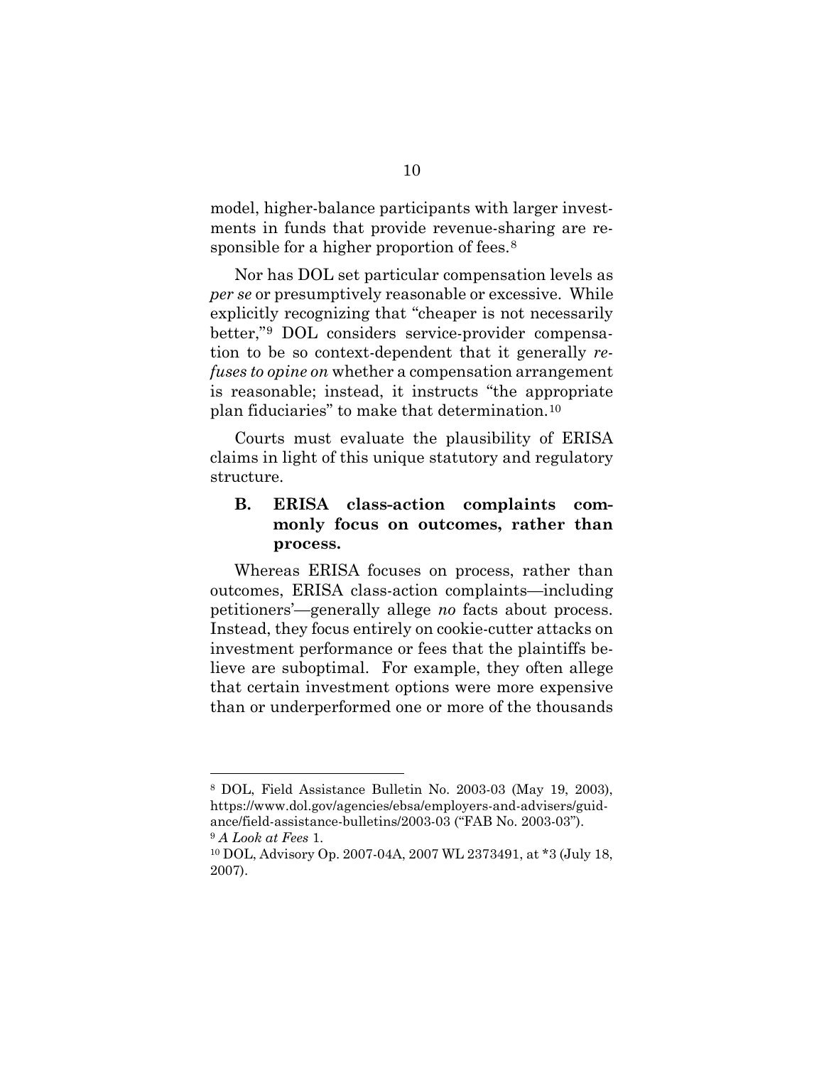model, higher-balance participants with larger investments in funds that provide revenue-sharing are responsible for a higher proportion of fees.[8]

Nor has DOL set particular compensation levels as *per se* or presumptively reasonable or excessive. While explicitly recognizing that "cheaper is not necessarily better,"[9] DOL considers service-provider compensation to be so context-dependent that it generally *refuses to opine on* whether a compensation arrangement is reasonable; instead, it instructs "the appropriate plan fiduciaries" to make that determination.[10]

Courts must evaluate the plausibility of ERISA claims in light of this unique statutory and regulatory structure.

### B. ERISA class-action complaints commonly focus on outcomes, rather than process.

Whereas ERISA focuses on process, rather than outcomes, ERISA class-action complaints—including petitioners'—generally allege *no* facts about process. Instead, they focus entirely on cookie-cutter attacks on investment performance or fees that the plaintiffs believe are suboptimal. For example, they often allege that certain investment options were more expensive than or underperformed one or more of the thousands

---

[8] DOL, Field Assistance Bulletin No. 2003-03 (May 19, 2003), https://www.dol.gov/agencies/ebsa/employers-and-advisers/guidance/field-assistance-bulletins/2003-03 ("FAB No. 2003-03").

[9] *A Look at Fees* 1.

[10] DOL, Advisory Op. 2007-04A, 2007 WL 2373491, at *3 (July 18, 2007).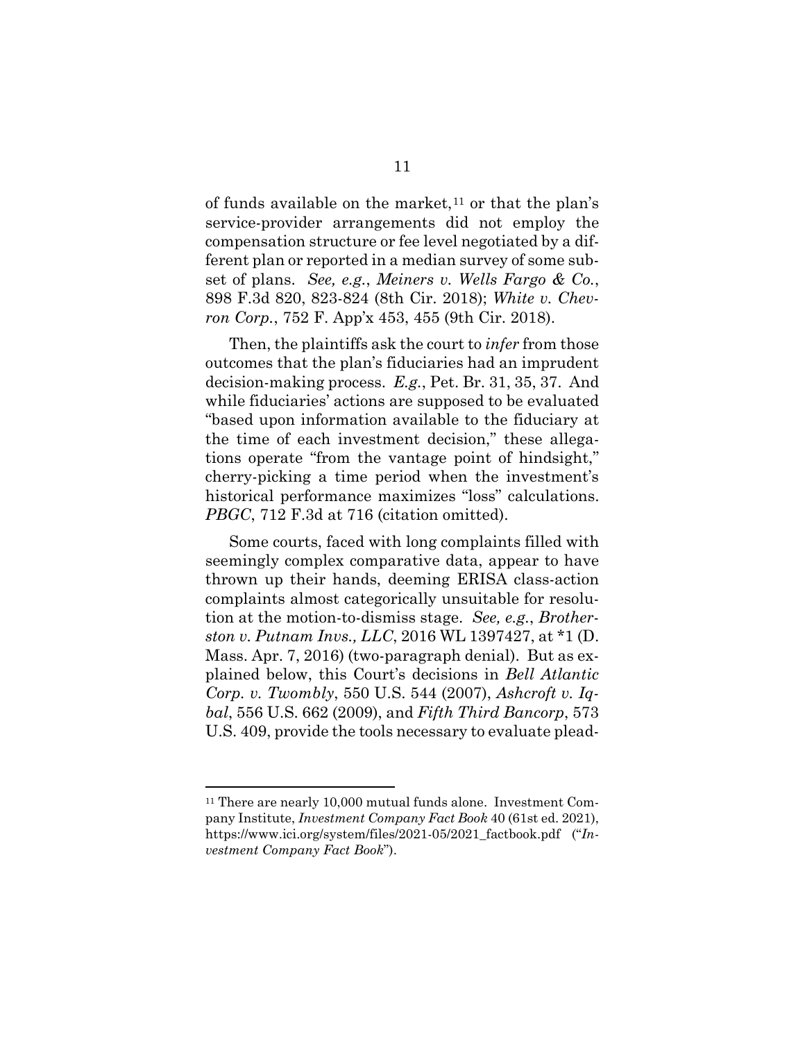of funds available on the market,[11] or that the plan's service-provider arrangements did not employ the compensation structure or fee level negotiated by a different plan or reported in a median survey of some subset of plans. *See, e.g.*, *Meiners v. Wells Fargo & Co.*, 898 F.3d 820, 823-824 (8th Cir. 2018); *White v. Chevron Corp.*, 752 F. App'x 453, 455 (9th Cir. 2018).

Then, the plaintiffs ask the court to *infer* from those outcomes that the plan's fiduciaries had an imprudent decision-making process. *E.g.*, Pet. Br. 31, 35, 37. And while fiduciaries' actions are supposed to be evaluated "based upon information available to the fiduciary at the time of each investment decision," these allegations operate "from the vantage point of hindsight," cherry-picking a time period when the investment's historical performance maximizes "loss" calculations. *PBGC*, 712 F.3d at 716 (citation omitted).

Some courts, faced with long complaints filled with seemingly complex comparative data, appear to have thrown up their hands, deeming ERISA class-action complaints almost categorically unsuitable for resolution at the motion-to-dismiss stage. *See, e.g.*, *Brotherston v. Putnam Invs., LLC*, 2016 WL 1397427, at *1 (D. Mass. Apr. 7, 2016) (two-paragraph denial). But as explained below, this Court's decisions in *Bell Atlantic Corp. v. Twombly*, 550 U.S. 544 (2007), *Ashcroft v. Iqbal*, 556 U.S. 662 (2009), and *Fifth Third Bancorp*, 573 U.S. 409, provide the tools necessary to evaluate plead-

---

[11] There are nearly 10,000 mutual funds alone. Investment Company Institute, *Investment Company Fact Book* 40 (61st ed. 2021), https://www.ici.org/system/files/2021-05/2021_factbook.pdf ("*Investment Company Fact Book*").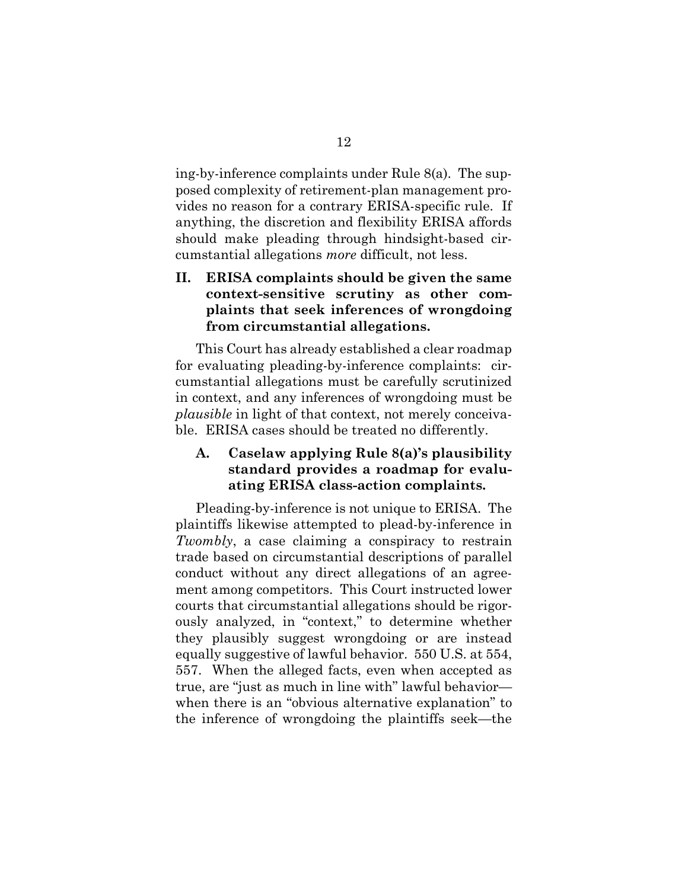ing-by-inference complaints under Rule 8(a). The supposed complexity of retirement-plan management provides no reason for a contrary ERISA-specific rule. If anything, the discretion and flexibility ERISA affords should make pleading through hindsight-based circumstantial allegations *more* difficult, not less.

## II. ERISA complaints should be given the same context-sensitive scrutiny as other complaints that seek inferences of wrongdoing from circumstantial allegations.

This Court has already established a clear roadmap for evaluating pleading-by-inference complaints: circumstantial allegations must be carefully scrutinized in context, and any inferences of wrongdoing must be *plausible* in light of that context, not merely conceivable. ERISA cases should be treated no differently.

### A. Caselaw applying Rule 8(a)'s plausibility standard provides a roadmap for evaluating ERISA class-action complaints.

Pleading-by-inference is not unique to ERISA. The plaintiffs likewise attempted to plead-by-inference in *Twombly*, a case claiming a conspiracy to restrain trade based on circumstantial descriptions of parallel conduct without any direct allegations of an agreement among competitors. This Court instructed lower courts that circumstantial allegations should be rigorously analyzed, in "context," to determine whether they plausibly suggest wrongdoing or are instead equally suggestive of lawful behavior. 550 U.S. at 554, 557. When the alleged facts, even when accepted as true, are "just as much in line with" lawful behavior—when there is an "obvious alternative explanation" to the inference of wrongdoing the plaintiffs seek—the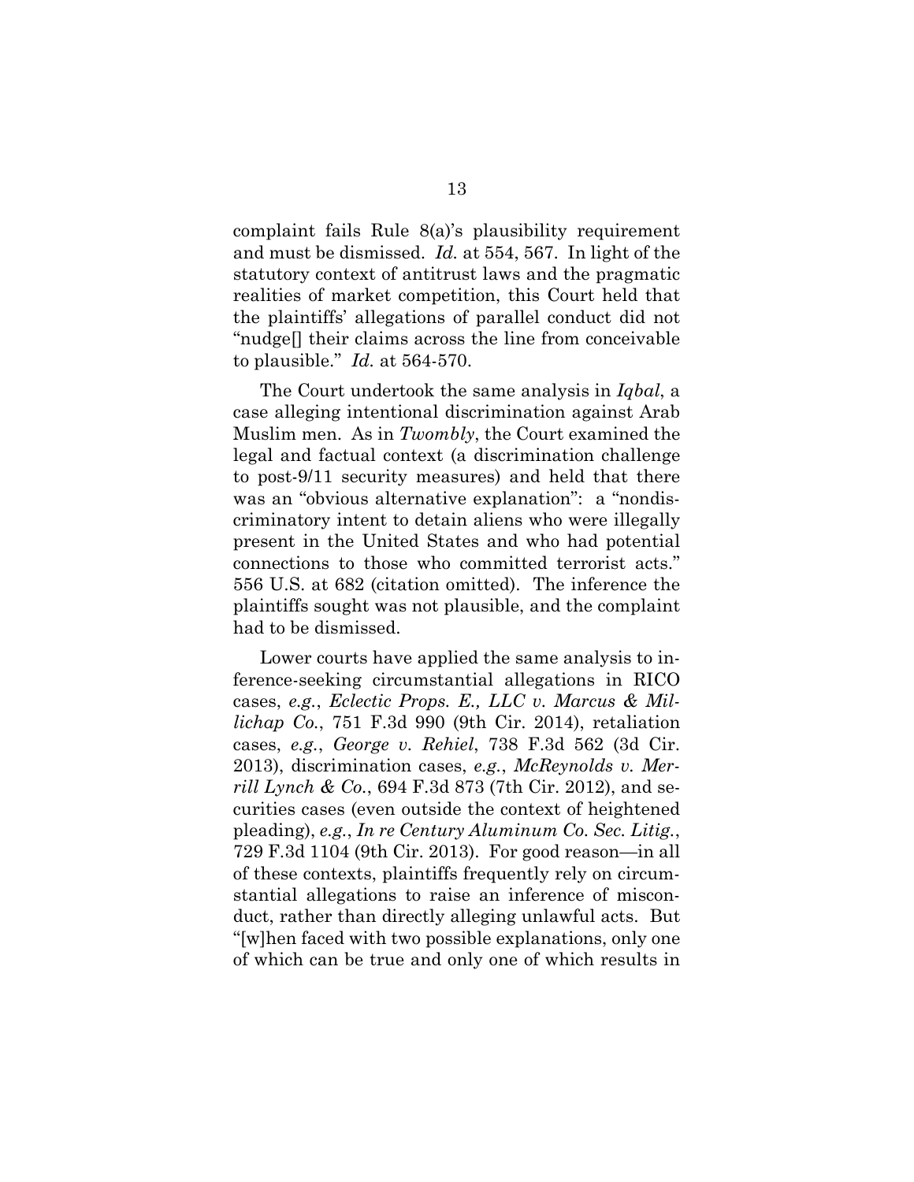complaint fails Rule 8(a)'s plausibility requirement and must be dismissed. *Id.* at 554, 567. In light of the statutory context of antitrust laws and the pragmatic realities of market competition, this Court held that the plaintiffs' allegations of parallel conduct did not "nudge[] their claims across the line from conceivable to plausible." *Id.* at 564-570.

The Court undertook the same analysis in *Iqbal*, a case alleging intentional discrimination against Arab Muslim men. As in *Twombly*, the Court examined the legal and factual context (a discrimination challenge to post-9/11 security measures) and held that there was an "obvious alternative explanation": a "nondiscriminatory intent to detain aliens who were illegally present in the United States and who had potential connections to those who committed terrorist acts." 556 U.S. at 682 (citation omitted). The inference the plaintiffs sought was not plausible, and the complaint had to be dismissed.

Lower courts have applied the same analysis to inference-seeking circumstantial allegations in RICO cases, *e.g.*, *Eclectic Props. E., LLC v. Marcus & Millichap Co.*, 751 F.3d 990 (9th Cir. 2014), retaliation cases, *e.g.*, *George v. Rehiel*, 738 F.3d 562 (3d Cir. 2013), discrimination cases, *e.g.*, *McReynolds v. Merrill Lynch & Co.*, 694 F.3d 873 (7th Cir. 2012), and securities cases (even outside the context of heightened pleading), *e.g.*, *In re Century Aluminum Co. Sec. Litig.*, 729 F.3d 1104 (9th Cir. 2013). For good reason—in all of these contexts, plaintiffs frequently rely on circumstantial allegations to raise an inference of misconduct, rather than directly alleging unlawful acts. But "[w]hen faced with two possible explanations, only one of which can be true and only one of which results in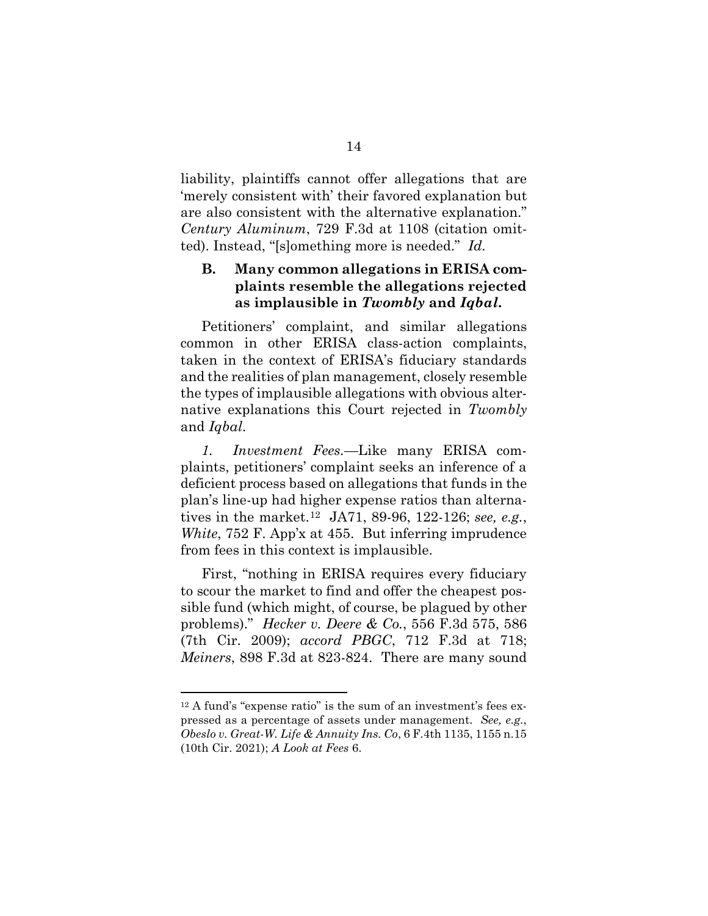liability, plaintiffs cannot offer allegations that are 'merely consistent with' their favored explanation but are also consistent with the alternative explanation." *Century Aluminum*, 729 F.3d at 1108 (citation omitted). Instead, "[s]omething more is needed." *Id.*

### B. Many common allegations in ERISA complaints resemble the allegations rejected as implausible in *Twombly* and *Iqbal*.

Petitioners' complaint, and similar allegations common in other ERISA class-action complaints, taken in the context of ERISA's fiduciary standards and the realities of plan management, closely resemble the types of implausible allegations with obvious alternative explanations this Court rejected in *Twombly* and *Iqbal*.

*1. Investment Fees.*—Like many ERISA complaints, petitioners' complaint seeks an inference of a deficient process based on allegations that funds in the plan's line-up had higher expense ratios than alternatives in the market.[12] JA71, 89-96, 122-126; *see, e.g.*, *White*, 752 F. App'x at 455. But inferring imprudence from fees in this context is implausible.

First, "nothing in ERISA requires every fiduciary to scour the market to find and offer the cheapest possible fund (which might, of course, be plagued by other problems)." *Hecker v. Deere & Co.*, 556 F.3d 575, 586 (7th Cir. 2009); *accord PBGC*, 712 F.3d at 718; *Meiners*, 898 F.3d at 823-824. There are many sound

---

[12] A fund's "expense ratio" is the sum of an investment's fees expressed as a percentage of assets under management. *See, e.g.*, *Obeslo v. Great-W. Life & Annuity Ins. Co*, 6 F.4th 1135, 1155 n.15 (10th Cir. 2021); *A Look at Fees* 6.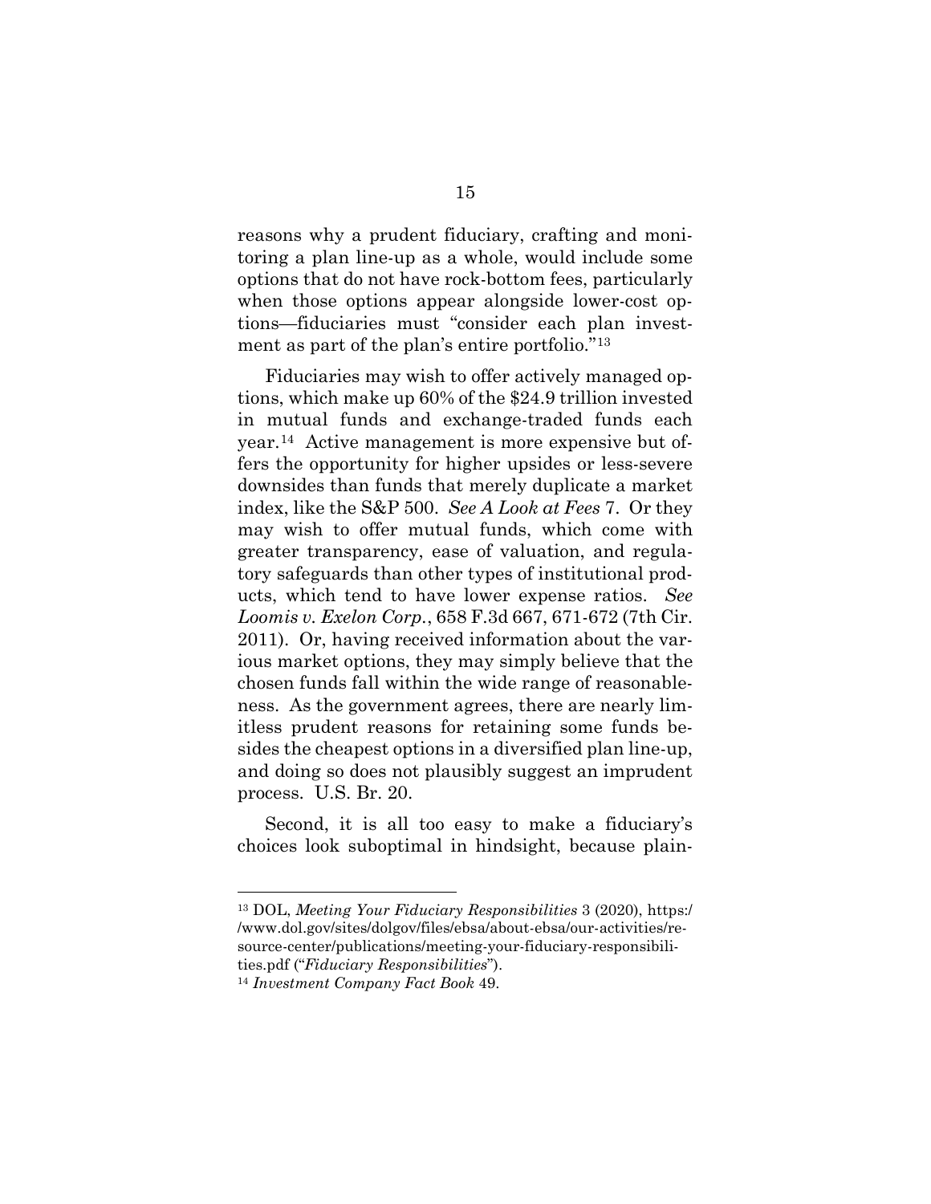reasons why a prudent fiduciary, crafting and monitoring a plan line-up as a whole, would include some options that do not have rock-bottom fees, particularly when those options appear alongside lower-cost options—fiduciaries must "consider each plan investment as part of the plan's entire portfolio."[13]

Fiduciaries may wish to offer actively managed options, which make up 60% of the $24.9 trillion invested in mutual funds and exchange-traded funds each year.[14] Active management is more expensive but offers the opportunity for higher upsides or less-severe downsides than funds that merely duplicate a market index, like the S&P 500. *See A Look at Fees* 7. Or they may wish to offer mutual funds, which come with greater transparency, ease of valuation, and regulatory safeguards than other types of institutional products, which tend to have lower expense ratios. *See Loomis v. Exelon Corp.*, 658 F.3d 667, 671-672 (7th Cir. 2011). Or, having received information about the various market options, they may simply believe that the chosen funds fall within the wide range of reasonableness. As the government agrees, there are nearly limitless prudent reasons for retaining some funds besides the cheapest options in a diversified plan line-up, and doing so does not plausibly suggest an imprudent process. U.S. Br. 20.

Second, it is all too easy to make a fiduciary's choices look suboptimal in hindsight, because plain-

---

[13] DOL, *Meeting Your Fiduciary Responsibilities* 3 (2020), https://www.dol.gov/sites/dolgov/files/ebsa/about-ebsa/our-activities/resource-center/publications/meeting-your-fiduciary-responsibilities.pdf ("*Fiduciary Responsibilities*").

[14] *Investment Company Fact Book* 49.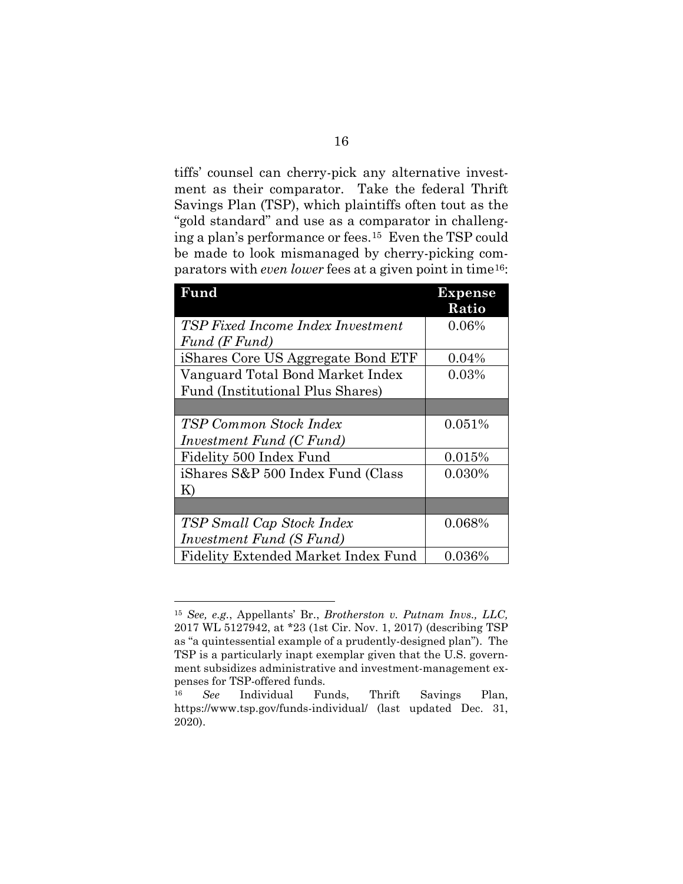tiffs' counsel can cherry-pick any alternative investment as their comparator. Take the federal Thrift Savings Plan (TSP), which plaintiffs often tout as the "gold standard" and use as a comparator in challenging a plan's performance or fees.[15] Even the TSP could be made to look mismanaged by cherry-picking comparators with *even lower* fees at a given point in time[16]:

| **Fund** | **Expense Ratio** |
|---|---|
| *TSP Fixed Income Index Investment Fund (F Fund)* | 0.06% |
| iShares Core US Aggregate Bond ETF | 0.04% |
| Vanguard Total Bond Market Index Fund (Institutional Plus Shares) | 0.03% |
| | |
| *TSP Common Stock Index Investment Fund (C Fund)* | 0.051% |
| Fidelity 500 Index Fund | 0.015% |
| iShares S&P 500 Index Fund (Class K) | 0.030% |
| | |
| *TSP Small Cap Stock Index Investment Fund (S Fund)* | 0.068% |
| Fidelity Extended Market Index Fund | 0.036% |

[15] *See, e.g.*, Appellants' Br., *Brotherston v. Putnam Invs., LLC,* 2017 WL 5127942, at *23 (1st Cir. Nov. 1, 2017) (describing TSP as "a quintessential example of a prudently-designed plan"). The TSP is a particularly inapt exemplar given that the U.S. government subsidizes administrative and investment-management expenses for TSP-offered funds.

[16] *See* Individual Funds, Thrift Savings Plan, https://www.tsp.gov/funds-individual/ (last updated Dec. 31, 2020).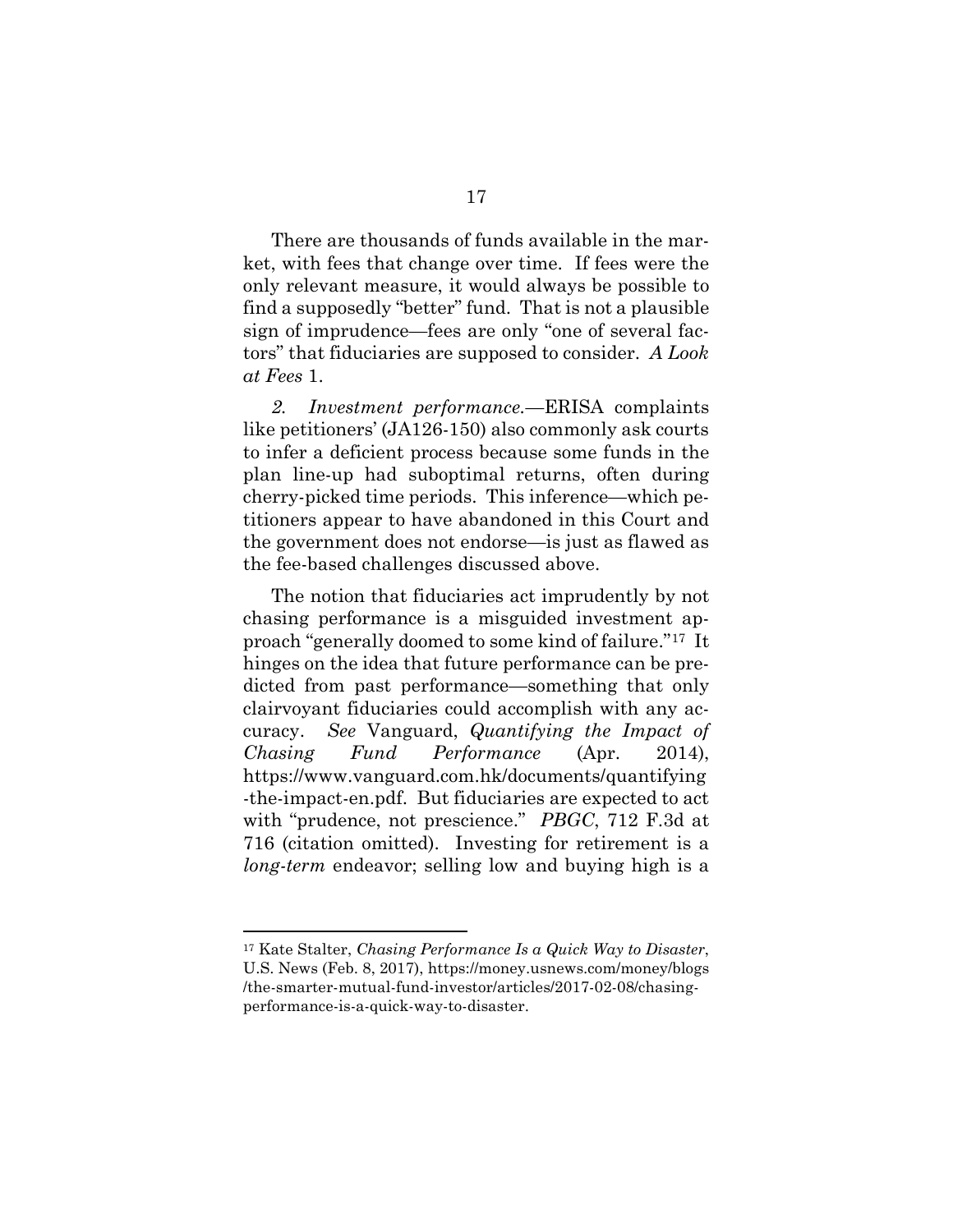There are thousands of funds available in the market, with fees that change over time. If fees were the only relevant measure, it would always be possible to find a supposedly "better" fund. That is not a plausible sign of imprudence—fees are only "one of several factors" that fiduciaries are supposed to consider. *A Look at Fees* 1.

*2. Investment performance.*—ERISA complaints like petitioners' (JA126-150) also commonly ask courts to infer a deficient process because some funds in the plan line-up had suboptimal returns, often during cherry-picked time periods. This inference—which petitioners appear to have abandoned in this Court and the government does not endorse—is just as flawed as the fee-based challenges discussed above.

The notion that fiduciaries act imprudently by not chasing performance is a misguided investment approach "generally doomed to some kind of failure."[17] It hinges on the idea that future performance can be predicted from past performance—something that only clairvoyant fiduciaries could accomplish with any accuracy. *See* Vanguard, *Quantifying the Impact of Chasing Fund Performance* (Apr. 2014), https://www.vanguard.com.hk/documents/quantifying-the-impact-en.pdf. But fiduciaries are expected to act with "prudence, not prescience." *PBGC*, 712 F.3d at 716 (citation omitted). Investing for retirement is a *long-term* endeavor; selling low and buying high is a

---

[17] Kate Stalter, *Chasing Performance Is a Quick Way to Disaster*, U.S. News (Feb. 8, 2017), https://money.usnews.com/money/blogs/the-smarter-mutual-fund-investor/articles/2017-02-08/chasing-performance-is-a-quick-way-to-disaster.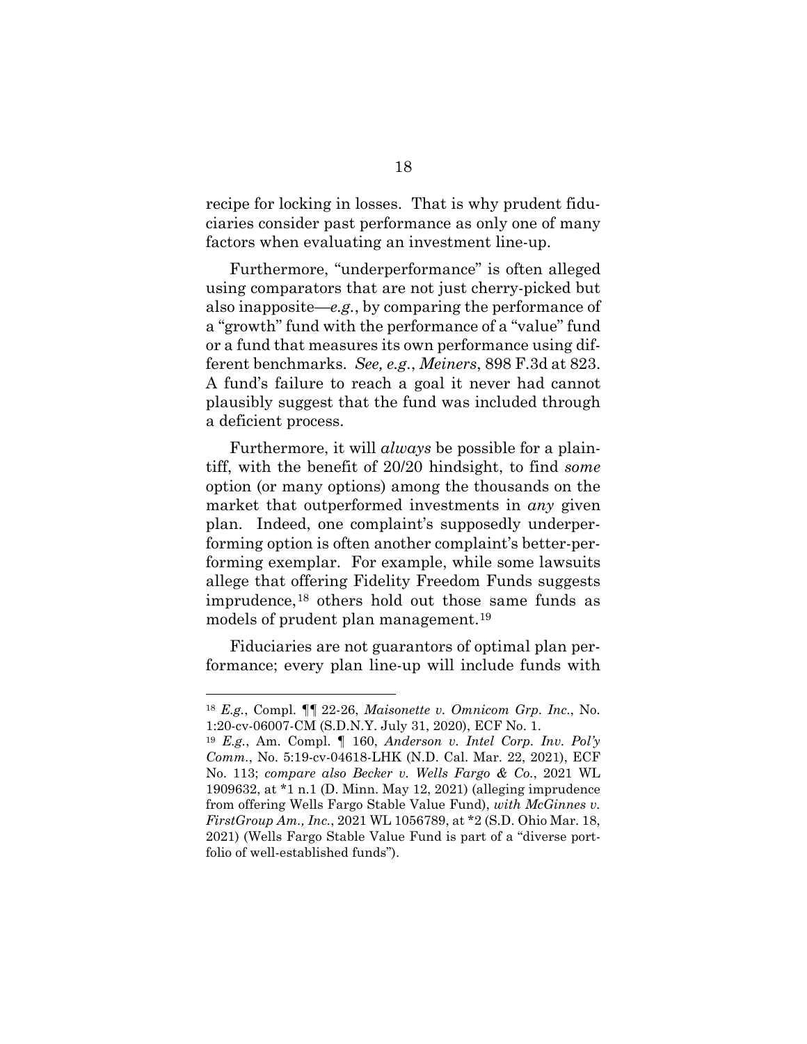recipe for locking in losses. That is why prudent fiduciaries consider past performance as only one of many factors when evaluating an investment line-up.

Furthermore, "underperformance" is often alleged using comparators that are not just cherry-picked but also inapposite—*e.g.*, by comparing the performance of a "growth" fund with the performance of a "value" fund or a fund that measures its own performance using different benchmarks. *See, e.g.*, *Meiners*, 898 F.3d at 823. A fund's failure to reach a goal it never had cannot plausibly suggest that the fund was included through a deficient process.

Furthermore, it will *always* be possible for a plaintiff, with the benefit of 20/20 hindsight, to find *some* option (or many options) among the thousands on the market that outperformed investments in *any* given plan. Indeed, one complaint's supposedly underperforming option is often another complaint's better-performing exemplar. For example, while some lawsuits allege that offering Fidelity Freedom Funds suggests imprudence,[18] others hold out those same funds as models of prudent plan management.[19]

Fiduciaries are not guarantors of optimal plan performance; every plan line-up will include funds with

---

[18] *E.g.*, Compl. ¶¶ 22-26, *Maisonette v. Omnicom Grp. Inc.*, No. 1:20-cv-06007-CM (S.D.N.Y. July 31, 2020), ECF No. 1.

[19] *E.g.*, Am. Compl. ¶ 160, *Anderson v. Intel Corp. Inv. Pol'y Comm.*, No. 5:19-cv-04618-LHK (N.D. Cal. Mar. 22, 2021), ECF No. 113; *compare also Becker v. Wells Fargo & Co.*, 2021 WL 1909632, at *1 n.1 (D. Minn. May 12, 2021) (alleging imprudence from offering Wells Fargo Stable Value Fund), *with McGinnes v. FirstGroup Am., Inc.*, 2021 WL 1056789, at *2 (S.D. Ohio Mar. 18, 2021) (Wells Fargo Stable Value Fund is part of a "diverse portfolio of well-established funds").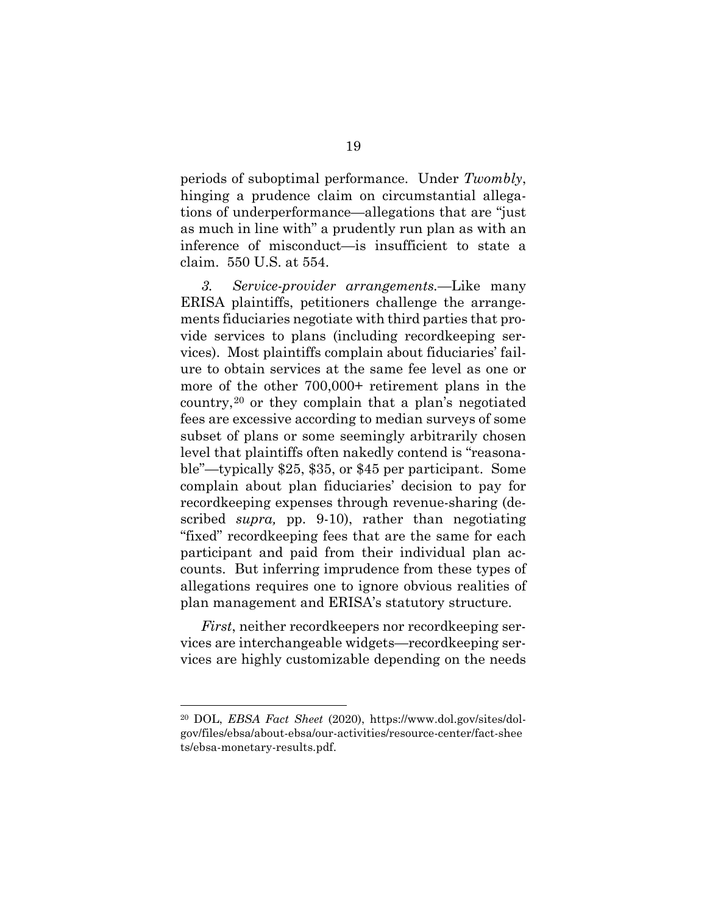periods of suboptimal performance. Under *Twombly*, hinging a prudence claim on circumstantial allegations of underperformance—allegations that are "just as much in line with" a prudently run plan as with an inference of misconduct—is insufficient to state a claim. 550 U.S. at 554.

*3. Service-provider arrangements.*—Like many ERISA plaintiffs, petitioners challenge the arrangements fiduciaries negotiate with third parties that provide services to plans (including recordkeeping services). Most plaintiffs complain about fiduciaries' failure to obtain services at the same fee level as one or more of the other 700,000+ retirement plans in the country,[20] or they complain that a plan's negotiated fees are excessive according to median surveys of some subset of plans or some seemingly arbitrarily chosen level that plaintiffs often nakedly contend is "reasonable"—typically $25, $35, or $45 per participant. Some complain about plan fiduciaries' decision to pay for recordkeeping expenses through revenue-sharing (described *supra,* pp. 9-10), rather than negotiating "fixed" recordkeeping fees that are the same for each participant and paid from their individual plan accounts. But inferring imprudence from these types of allegations requires one to ignore obvious realities of plan management and ERISA's statutory structure.

*First*, neither recordkeepers nor recordkeeping services are interchangeable widgets—recordkeeping services are highly customizable depending on the needs

---

[20] DOL, *EBSA Fact Sheet* (2020), https://www.dol.gov/sites/dolgov/files/ebsa/about-ebsa/our-activities/resource-center/fact-sheets/ebsa-monetary-results.pdf.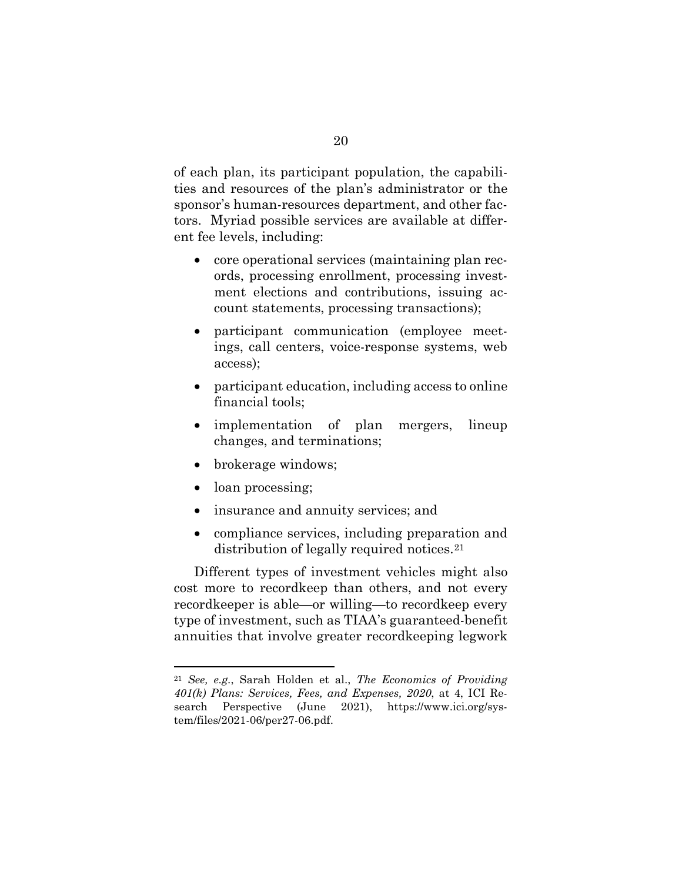of each plan, its participant population, the capabilities and resources of the plan's administrator or the sponsor's human-resources department, and other factors. Myriad possible services are available at different fee levels, including:

- core operational services (maintaining plan records, processing enrollment, processing investment elections and contributions, issuing account statements, processing transactions);
- participant communication (employee meetings, call centers, voice-response systems, web access);
- participant education, including access to online financial tools;
- implementation of plan mergers, lineup changes, and terminations;
- brokerage windows;
- loan processing;
- insurance and annuity services; and
- compliance services, including preparation and distribution of legally required notices.[21]

Different types of investment vehicles might also cost more to recordkeep than others, and not every recordkeeper is able—or willing—to recordkeep every type of investment, such as TIAA's guaranteed-benefit annuities that involve greater recordkeeping legwork

---

[21] *See, e.g.*, Sarah Holden et al., *The Economics of Providing 401(k) Plans: Services, Fees, and Expenses, 2020*, at 4, ICI Research Perspective (June 2021), https://www.ici.org/system/files/2021-06/per27-06.pdf.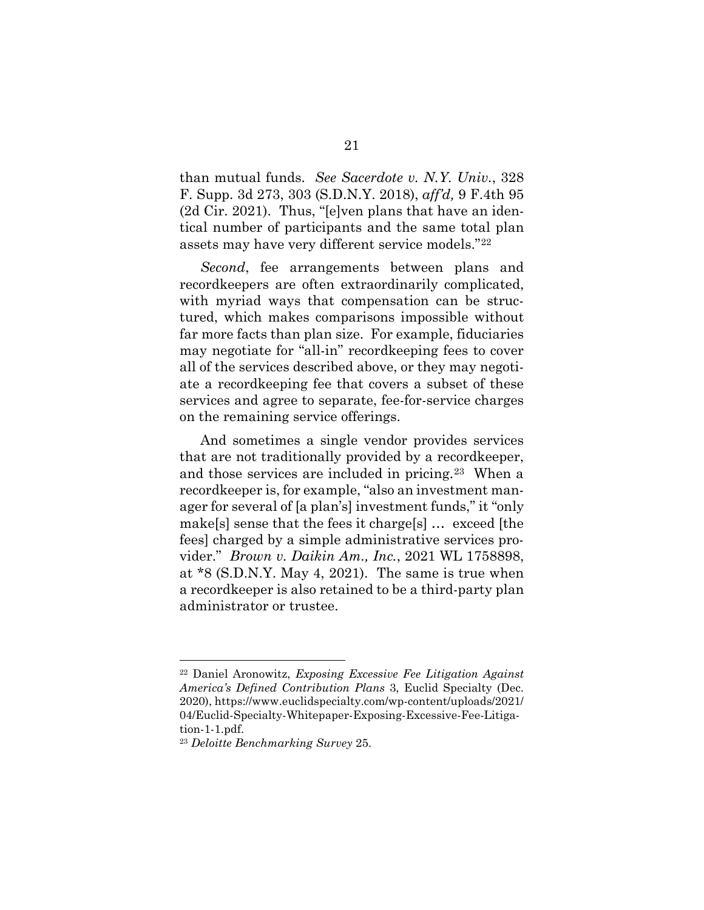than mutual funds. *See Sacerdote v. N.Y. Univ.*, 328 F. Supp. 3d 273, 303 (S.D.N.Y. 2018), *aff'd,* 9 F.4th 95 (2d Cir. 2021). Thus, "[e]ven plans that have an identical number of participants and the same total plan assets may have very different service models."[22]

*Second*, fee arrangements between plans and recordkeepers are often extraordinarily complicated, with myriad ways that compensation can be structured, which makes comparisons impossible without far more facts than plan size. For example, fiduciaries may negotiate for "all-in" recordkeeping fees to cover all of the services described above, or they may negotiate a recordkeeping fee that covers a subset of these services and agree to separate, fee-for-service charges on the remaining service offerings.

And sometimes a single vendor provides services that are not traditionally provided by a recordkeeper, and those services are included in pricing.[23] When a recordkeeper is, for example, "also an investment manager for several of [a plan's] investment funds," it "only make[s] sense that the fees it charge[s] … exceed [the fees] charged by a simple administrative services provider." *Brown v. Daikin Am., Inc.*, 2021 WL 1758898, at *8 (S.D.N.Y. May 4, 2021). The same is true when a recordkeeper is also retained to be a third-party plan administrator or trustee.

---

[22] Daniel Aronowitz, *Exposing Excessive Fee Litigation Against America's Defined Contribution Plans* 3, Euclid Specialty (Dec. 2020), https://www.euclidspecialty.com/wp-content/uploads/2021/04/Euclid-Specialty-Whitepaper-Exposing-Excessive-Fee-Litigation-1-1.pdf.

[23] *Deloitte Benchmarking Survey* 25.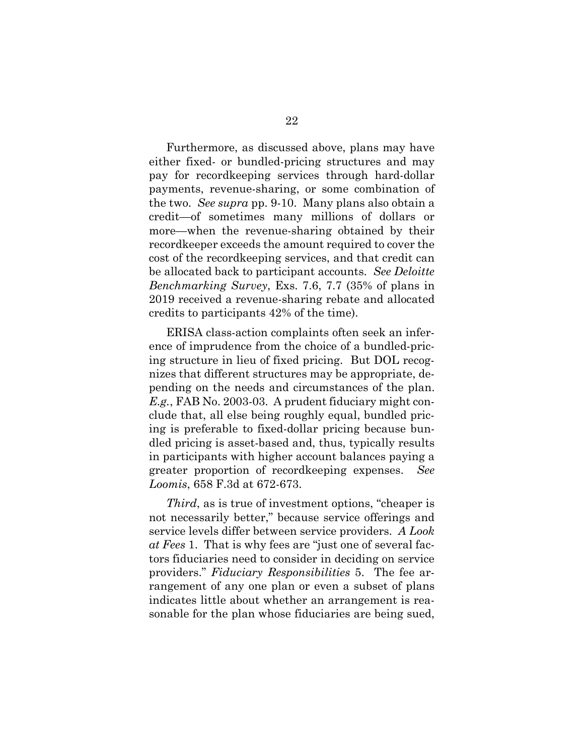Furthermore, as discussed above, plans may have either fixed- or bundled-pricing structures and may pay for recordkeeping services through hard-dollar payments, revenue-sharing, or some combination of the two. *See supra* pp. 9-10. Many plans also obtain a credit—of sometimes many millions of dollars or more—when the revenue-sharing obtained by their recordkeeper exceeds the amount required to cover the cost of the recordkeeping services, and that credit can be allocated back to participant accounts. *See Deloitte Benchmarking Survey*, Exs. 7.6, 7.7 (35% of plans in 2019 received a revenue-sharing rebate and allocated credits to participants 42% of the time).

ERISA class-action complaints often seek an inference of imprudence from the choice of a bundled-pricing structure in lieu of fixed pricing. But DOL recognizes that different structures may be appropriate, depending on the needs and circumstances of the plan. *E.g.*, FAB No. 2003-03. A prudent fiduciary might conclude that, all else being roughly equal, bundled pricing is preferable to fixed-dollar pricing because bundled pricing is asset-based and, thus, typically results in participants with higher account balances paying a greater proportion of recordkeeping expenses. *See Loomis*, 658 F.3d at 672-673.

*Third*, as is true of investment options, "cheaper is not necessarily better," because service offerings and service levels differ between service providers. *A Look at Fees* 1. That is why fees are "just one of several factors fiduciaries need to consider in deciding on service providers." *Fiduciary Responsibilities* 5. The fee arrangement of any one plan or even a subset of plans indicates little about whether an arrangement is reasonable for the plan whose fiduciaries are being sued,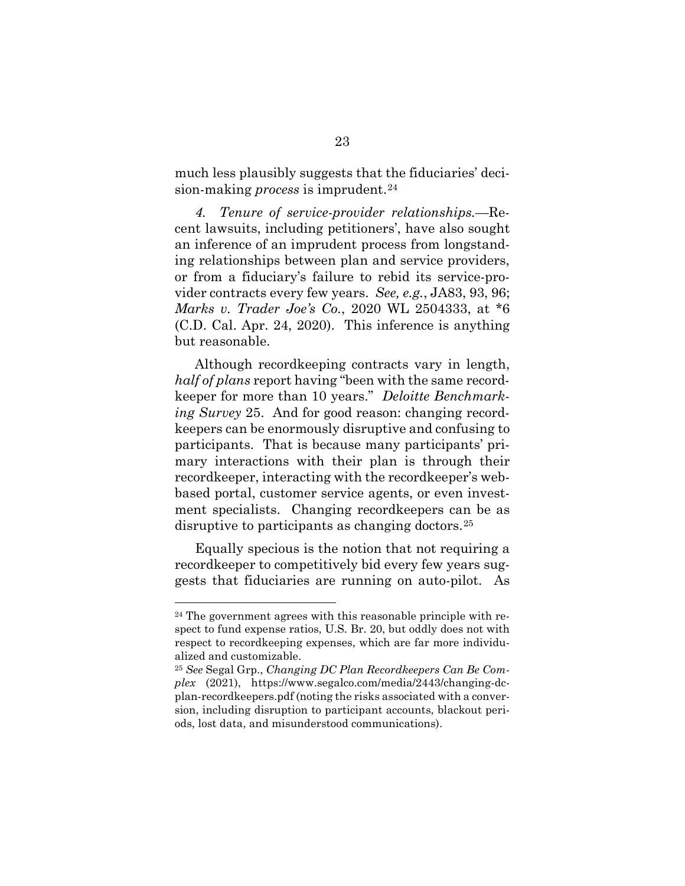much less plausibly suggests that the fiduciaries' decision-making *process* is imprudent.[24]

*4. Tenure of service-provider relationships.*—Recent lawsuits, including petitioners', have also sought an inference of an imprudent process from longstanding relationships between plan and service providers, or from a fiduciary's failure to rebid its service-provider contracts every few years. *See, e.g.*, JA83, 93, 96; *Marks v. Trader Joe's Co.*, 2020 WL 2504333, at \*6 (C.D. Cal. Apr. 24, 2020). This inference is anything but reasonable.

Although recordkeeping contracts vary in length, *half of plans* report having "been with the same recordkeeper for more than 10 years." *Deloitte Benchmarking Survey* 25. And for good reason: changing recordkeepers can be enormously disruptive and confusing to participants. That is because many participants' primary interactions with their plan is through their recordkeeper, interacting with the recordkeeper's web-based portal, customer service agents, or even investment specialists. Changing recordkeepers can be as disruptive to participants as changing doctors.[25]

Equally specious is the notion that not requiring a recordkeeper to competitively bid every few years suggests that fiduciaries are running on auto-pilot. As

---

[24] The government agrees with this reasonable principle with respect to fund expense ratios, U.S. Br. 20, but oddly does not with respect to recordkeeping expenses, which are far more individualized and customizable.

[25] *See* Segal Grp., *Changing DC Plan Recordkeepers Can Be Complex* (2021), https://www.segalco.com/media/2443/changing-dc-plan-recordkeepers.pdf (noting the risks associated with a conversion, including disruption to participant accounts, blackout periods, lost data, and misunderstood communications).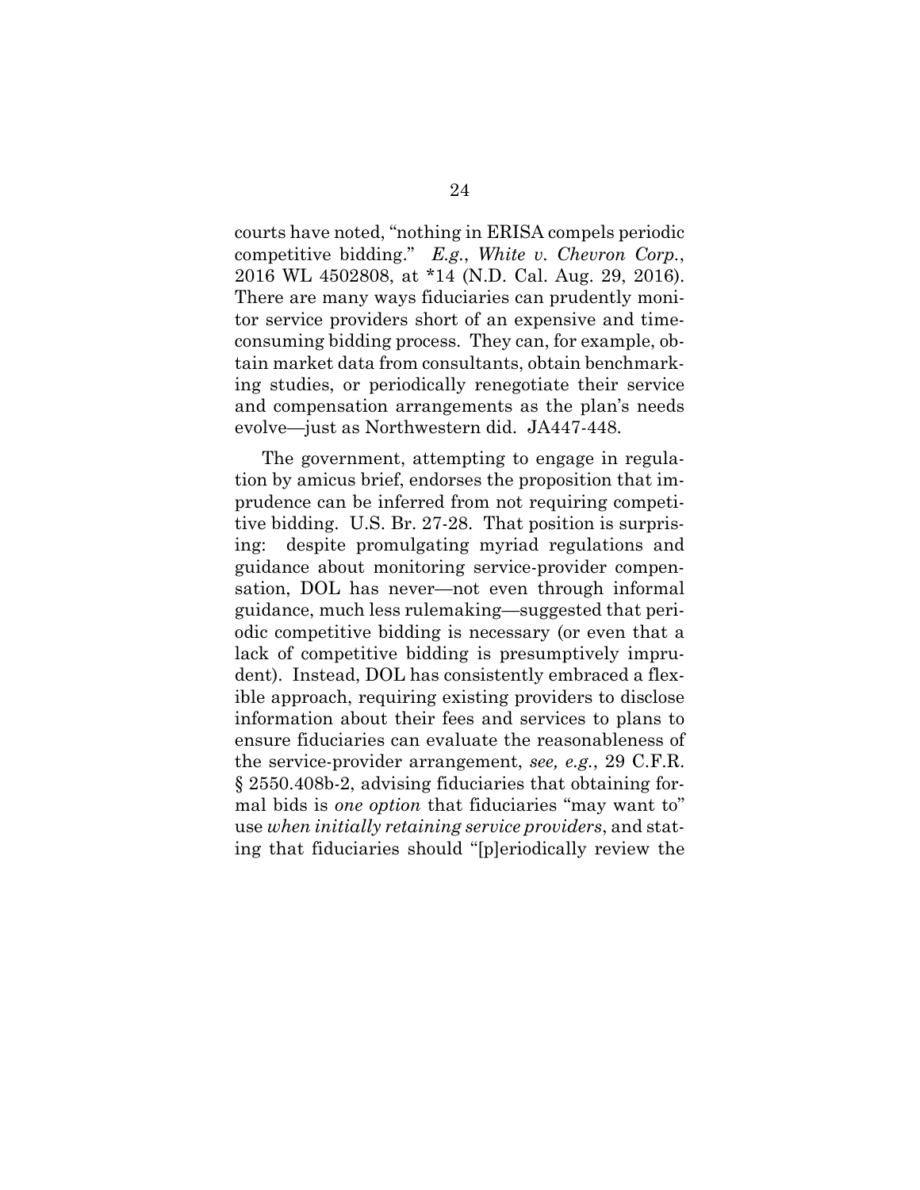courts have noted, "nothing in ERISA compels periodic competitive bidding." *E.g.*, *White v. Chevron Corp.*, 2016 WL 4502808, at \*14 (N.D. Cal. Aug. 29, 2016). There are many ways fiduciaries can prudently monitor service providers short of an expensive and time-consuming bidding process. They can, for example, obtain market data from consultants, obtain benchmarking studies, or periodically renegotiate their service and compensation arrangements as the plan's needs evolve—just as Northwestern did. JA447-448.

The government, attempting to engage in regulation by amicus brief, endorses the proposition that imprudence can be inferred from not requiring competitive bidding. U.S. Br. 27-28. That position is surprising: despite promulgating myriad regulations and guidance about monitoring service-provider compensation, DOL has never—not even through informal guidance, much less rulemaking—suggested that periodic competitive bidding is necessary (or even that a lack of competitive bidding is presumptively imprudent). Instead, DOL has consistently embraced a flexible approach, requiring existing providers to disclose information about their fees and services to plans to ensure fiduciaries can evaluate the reasonableness of the service-provider arrangement, *see, e.g.*, 29 C.F.R. § 2550.408b-2, advising fiduciaries that obtaining formal bids is *one option* that fiduciaries "may want to" use *when initially retaining service providers*, and stating that fiduciaries should "[p]eriodically review the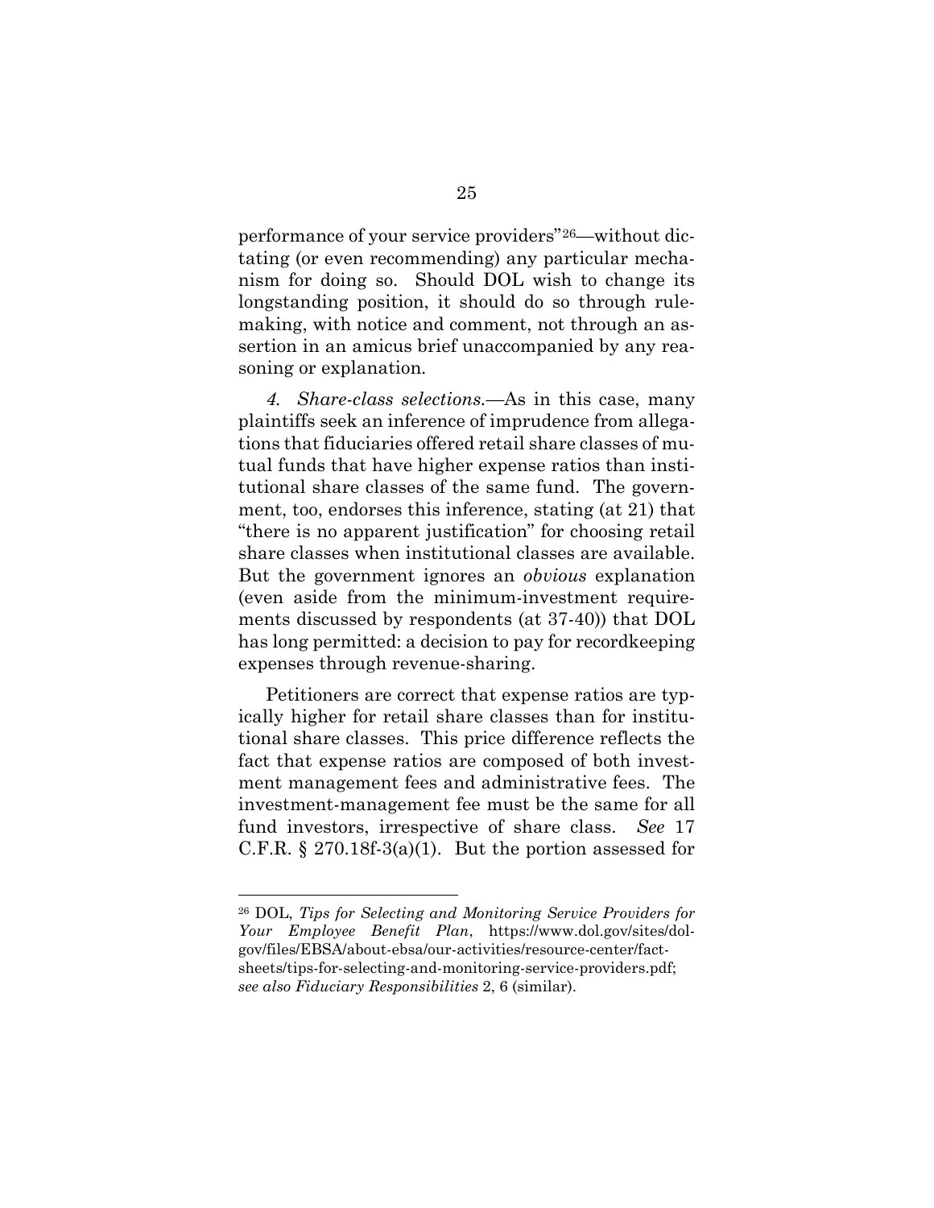performance of your service providers"[26]—without dictating (or even recommending) any particular mechanism for doing so. Should DOL wish to change its longstanding position, it should do so through rulemaking, with notice and comment, not through an assertion in an amicus brief unaccompanied by any reasoning or explanation.

*4. Share-class selections.*—As in this case, many plaintiffs seek an inference of imprudence from allegations that fiduciaries offered retail share classes of mutual funds that have higher expense ratios than institutional share classes of the same fund. The government, too, endorses this inference, stating (at 21) that "there is no apparent justification" for choosing retail share classes when institutional classes are available. But the government ignores an *obvious* explanation (even aside from the minimum-investment requirements discussed by respondents (at 37-40)) that DOL has long permitted: a decision to pay for recordkeeping expenses through revenue-sharing.

Petitioners are correct that expense ratios are typically higher for retail share classes than for institutional share classes. This price difference reflects the fact that expense ratios are composed of both investment management fees and administrative fees. The investment-management fee must be the same for all fund investors, irrespective of share class. *See* 17 C.F.R. § 270.18f-3(a)(1). But the portion assessed for

---

[26] DOL, *Tips for Selecting and Monitoring Service Providers for Your Employee Benefit Plan*, https://www.dol.gov/sites/dolgov/files/EBSA/about-ebsa/our-activities/resource-center/fact-sheets/tips-for-selecting-and-monitoring-service-providers.pdf; *see also Fiduciary Responsibilities* 2, 6 (similar).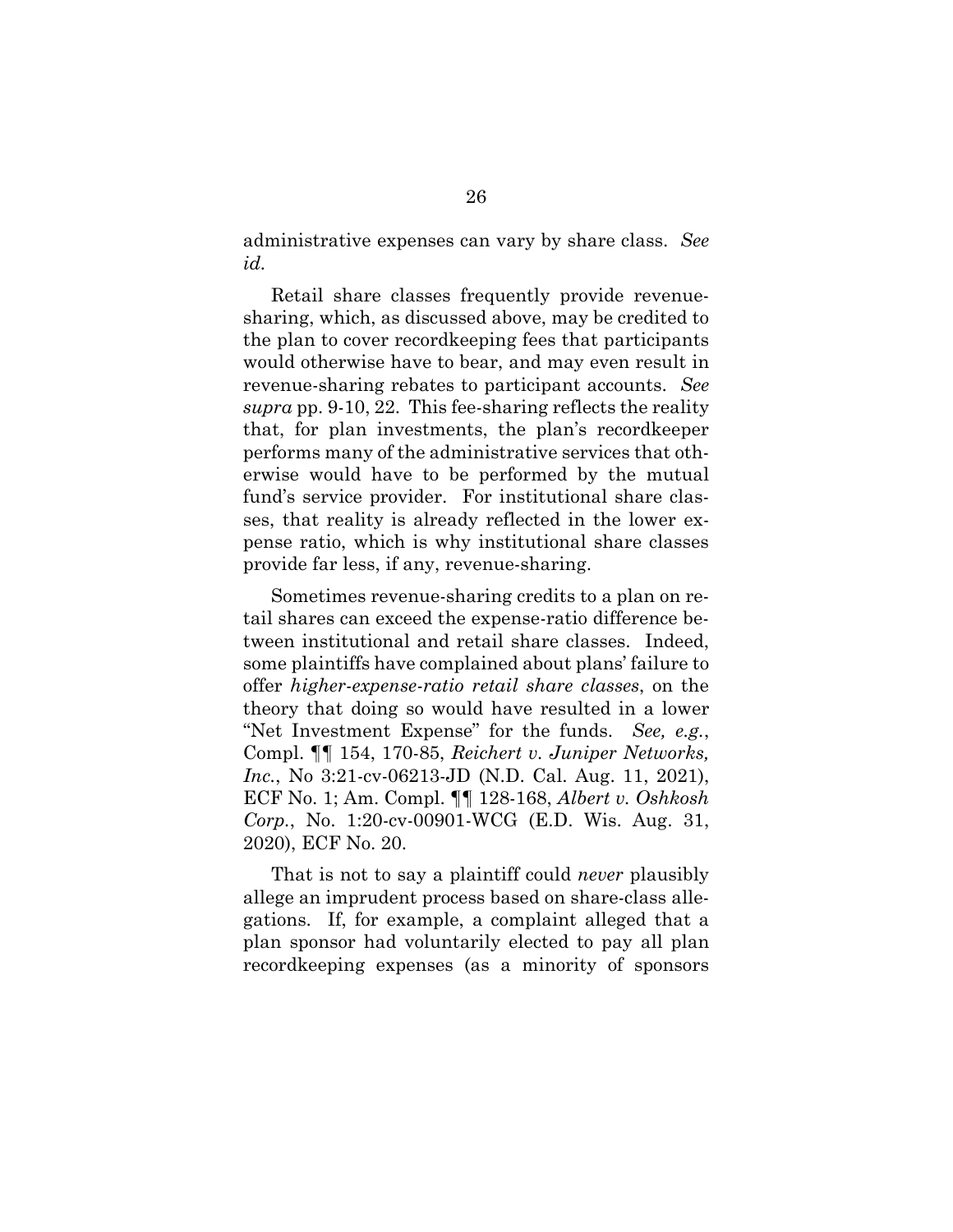administrative expenses can vary by share class. *See id.*

Retail share classes frequently provide revenue-sharing, which, as discussed above, may be credited to the plan to cover recordkeeping fees that participants would otherwise have to bear, and may even result in revenue-sharing rebates to participant accounts. *See supra* pp. 9-10, 22. This fee-sharing reflects the reality that, for plan investments, the plan's recordkeeper performs many of the administrative services that otherwise would have to be performed by the mutual fund's service provider. For institutional share classes, that reality is already reflected in the lower expense ratio, which is why institutional share classes provide far less, if any, revenue-sharing.

Sometimes revenue-sharing credits to a plan on retail shares can exceed the expense-ratio difference between institutional and retail share classes. Indeed, some plaintiffs have complained about plans' failure to offer *higher-expense-ratio retail share classes*, on the theory that doing so would have resulted in a lower "Net Investment Expense" for the funds. *See, e.g.*, Compl. ¶¶ 154, 170-85, *Reichert v. Juniper Networks, Inc.*, No 3:21-cv-06213-JD (N.D. Cal. Aug. 11, 2021), ECF No. 1; Am. Compl. ¶¶ 128-168, *Albert v. Oshkosh Corp.*, No. 1:20-cv-00901-WCG (E.D. Wis. Aug. 31, 2020), ECF No. 20.

That is not to say a plaintiff could *never* plausibly allege an imprudent process based on share-class allegations. If, for example, a complaint alleged that a plan sponsor had voluntarily elected to pay all plan recordkeeping expenses (as a minority of sponsors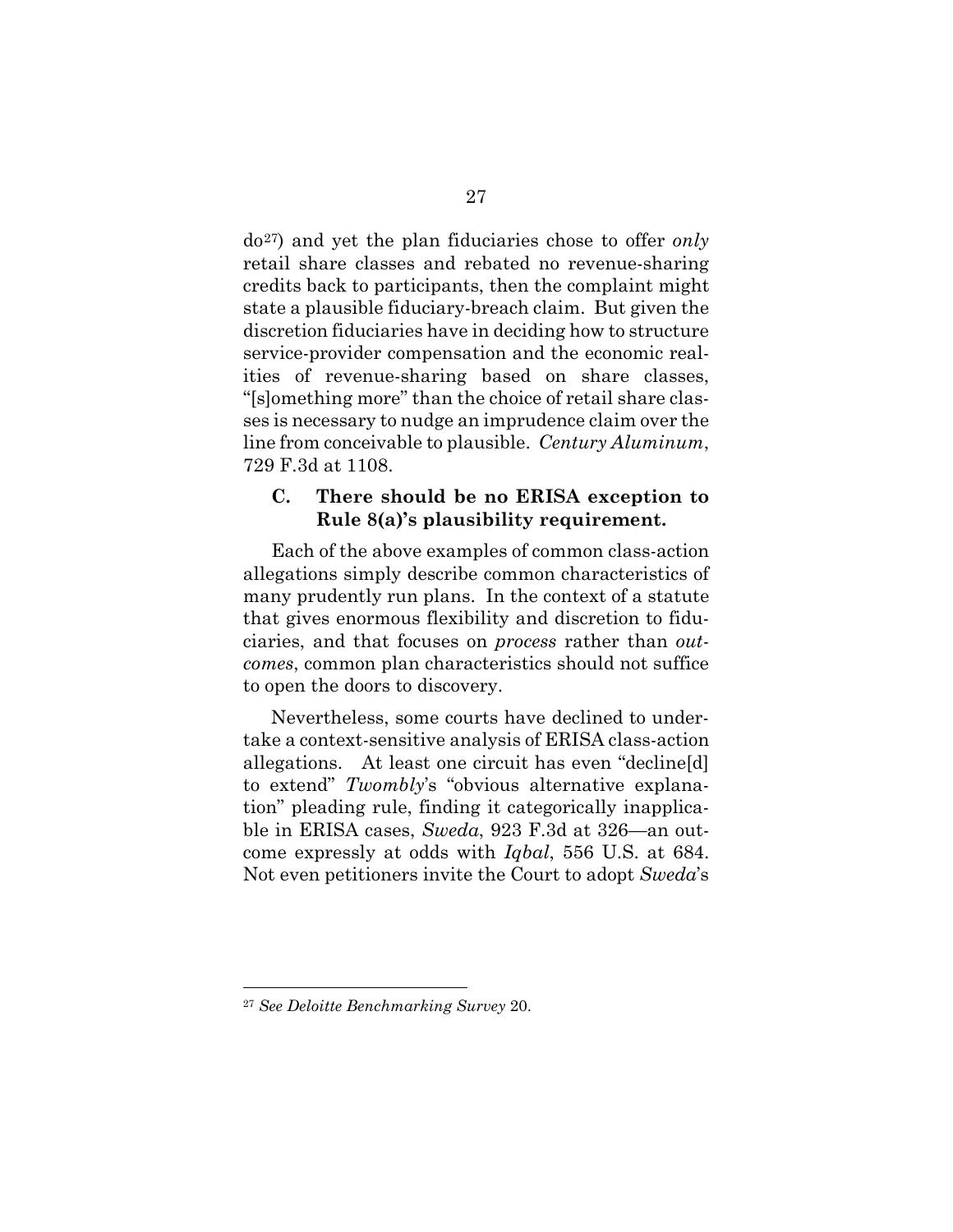do[27]) and yet the plan fiduciaries chose to offer *only* retail share classes and rebated no revenue-sharing credits back to participants, then the complaint might state a plausible fiduciary-breach claim. But given the discretion fiduciaries have in deciding how to structure service-provider compensation and the economic realities of revenue-sharing based on share classes, "[s]omething more" than the choice of retail share classes is necessary to nudge an imprudence claim over the line from conceivable to plausible. *Century Aluminum*, 729 F.3d at 1108.

### C. There should be no ERISA exception to Rule 8(a)'s plausibility requirement.

Each of the above examples of common class-action allegations simply describe common characteristics of many prudently run plans. In the context of a statute that gives enormous flexibility and discretion to fiduciaries, and that focuses on *process* rather than *outcomes*, common plan characteristics should not suffice to open the doors to discovery.

Nevertheless, some courts have declined to undertake a context-sensitive analysis of ERISA class-action allegations. At least one circuit has even "decline[d] to extend" *Twombly*'s "obvious alternative explanation" pleading rule, finding it categorically inapplicable in ERISA cases, *Sweda*, 923 F.3d at 326—an outcome expressly at odds with *Iqbal*, 556 U.S. at 684. Not even petitioners invite the Court to adopt *Sweda*'s

---

[27] *See Deloitte Benchmarking Survey* 20.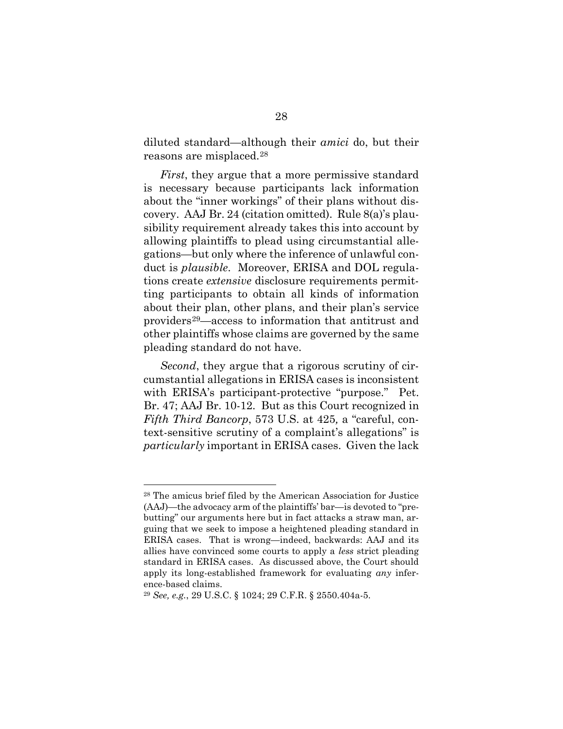diluted standard—although their *amici* do, but their reasons are misplaced.[28]

*First*, they argue that a more permissive standard is necessary because participants lack information about the "inner workings" of their plans without discovery. AAJ Br. 24 (citation omitted). Rule 8(a)'s plausibility requirement already takes this into account by allowing plaintiffs to plead using circumstantial allegations—but only where the inference of unlawful conduct is *plausible*. Moreover, ERISA and DOL regulations create *extensive* disclosure requirements permitting participants to obtain all kinds of information about their plan, other plans, and their plan's service providers[29]—access to information that antitrust and other plaintiffs whose claims are governed by the same pleading standard do not have.

*Second*, they argue that a rigorous scrutiny of circumstantial allegations in ERISA cases is inconsistent with ERISA's participant-protective "purpose." Pet. Br. 47; AAJ Br. 10-12. But as this Court recognized in *Fifth Third Bancorp*, 573 U.S. at 425, a "careful, context-sensitive scrutiny of a complaint's allegations" is *particularly* important in ERISA cases. Given the lack

---

[28] The amicus brief filed by the American Association for Justice (AAJ)—the advocacy arm of the plaintiffs' bar—is devoted to "prebutting" our arguments here but in fact attacks a straw man, arguing that we seek to impose a heightened pleading standard in ERISA cases. That is wrong—indeed, backwards: AAJ and its allies have convinced some courts to apply a *less* strict pleading standard in ERISA cases. As discussed above, the Court should apply its long-established framework for evaluating *any* inference-based claims.

[29] *See, e.g.*, 29 U.S.C. § 1024; 29 C.F.R. § 2550.404a-5.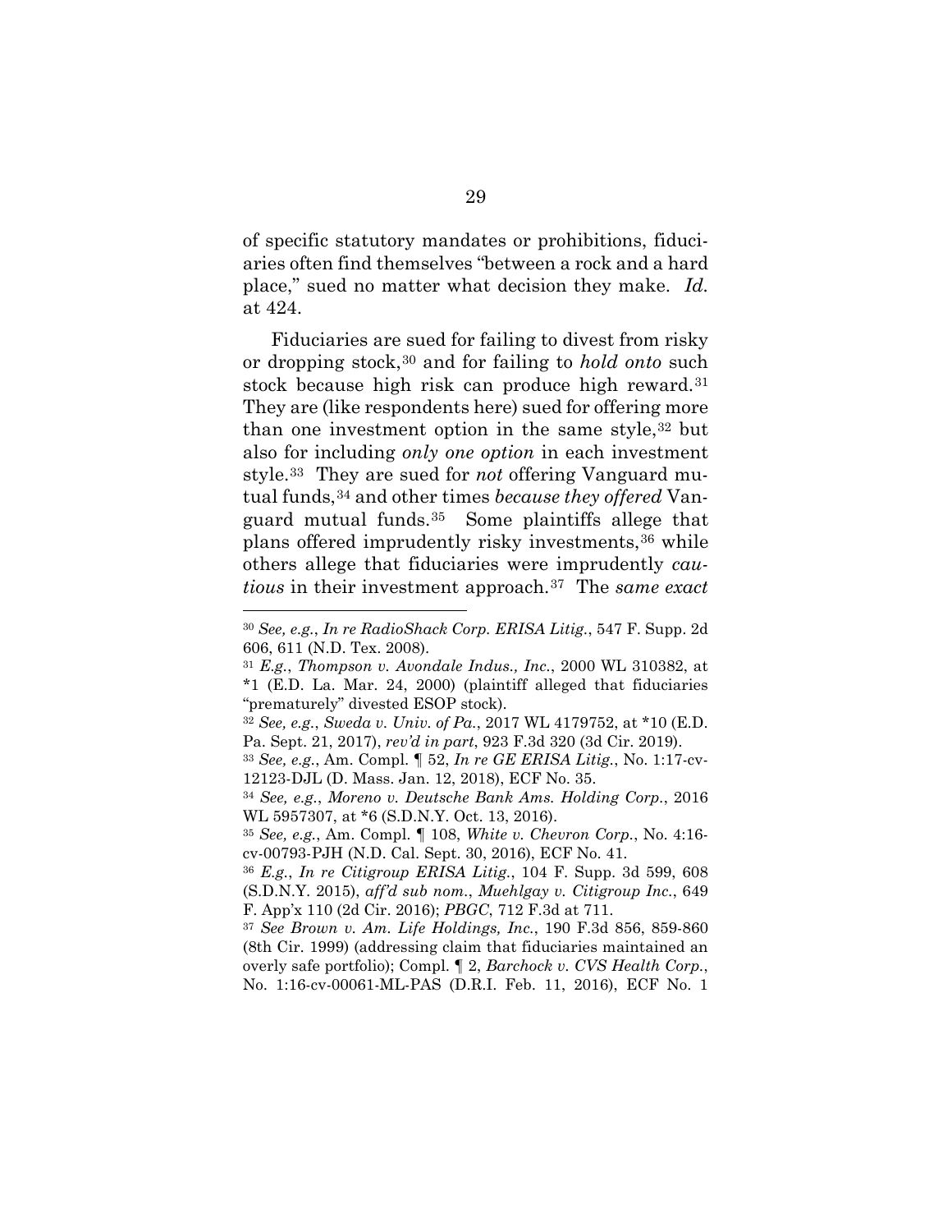of specific statutory mandates or prohibitions, fiduciaries often find themselves "between a rock and a hard place," sued no matter what decision they make. *Id.* at 424.

Fiduciaries are sued for failing to divest from risky or dropping stock,[30] and for failing to *hold onto* such stock because high risk can produce high reward.[31] They are (like respondents here) sued for offering more than one investment option in the same style,[32] but also for including *only one option* in each investment style.[33] They are sued for *not* offering Vanguard mutual funds,[34] and other times *because they offered* Vanguard mutual funds.[35] Some plaintiffs allege that plans offered imprudently risky investments,[36] while others allege that fiduciaries were imprudently *cautious* in their investment approach.[37] The *same exact*

---

[30] *See, e.g.*, *In re RadioShack Corp. ERISA Litig.*, 547 F. Supp. 2d 606, 611 (N.D. Tex. 2008).

[31] *E.g.*, *Thompson v. Avondale Indus., Inc.*, 2000 WL 310382, at *1 (E.D. La. Mar. 24, 2000) (plaintiff alleged that fiduciaries "prematurely" divested ESOP stock).

[32] *See, e.g.*, *Sweda v. Univ. of Pa.*, 2017 WL 4179752, at *10 (E.D. Pa. Sept. 21, 2017), *rev'd in part*, 923 F.3d 320 (3d Cir. 2019).

[33] *See, e.g.*, Am. Compl. ¶ 52, *In re GE ERISA Litig.*, No. 1:17-cv-12123-DJL (D. Mass. Jan. 12, 2018), ECF No. 35.

[34] *See, e.g.*, *Moreno v. Deutsche Bank Ams. Holding Corp.*, 2016 WL 5957307, at *6 (S.D.N.Y. Oct. 13, 2016).

[35] *See, e.g.*, Am. Compl. ¶ 108, *White v. Chevron Corp.*, No. 4:16-cv-00793-PJH (N.D. Cal. Sept. 30, 2016), ECF No. 41.

[36] *E.g.*, *In re Citigroup ERISA Litig.*, 104 F. Supp. 3d 599, 608 (S.D.N.Y. 2015), *aff'd sub nom.*, *Muehlgay v. Citigroup Inc.*, 649 F. App'x 110 (2d Cir. 2016); *PBGC*, 712 F.3d at 711.

[37] *See Brown v. Am. Life Holdings, Inc.*, 190 F.3d 856, 859-860 (8th Cir. 1999) (addressing claim that fiduciaries maintained an overly safe portfolio); Compl. ¶ 2, *Barchock v. CVS Health Corp.*, No. 1:16-cv-00061-ML-PAS (D.R.I. Feb. 11, 2016), ECF No. 1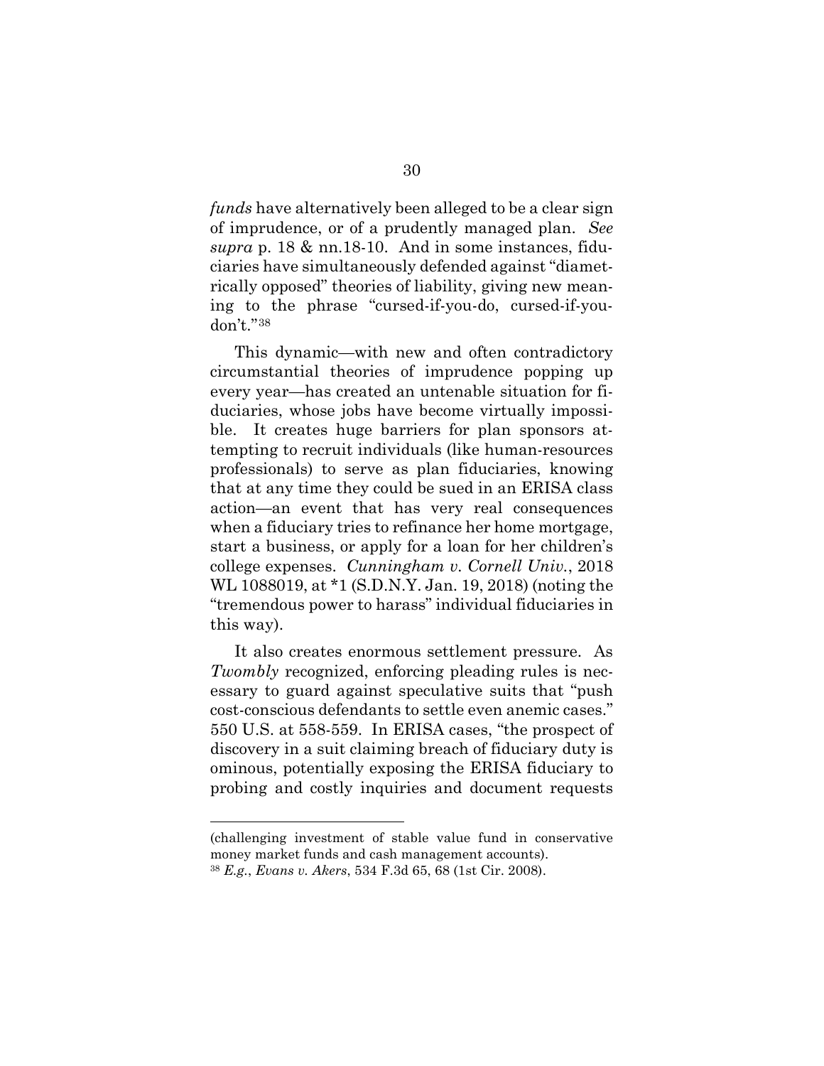*funds* have alternatively been alleged to be a clear sign of imprudence, or of a prudently managed plan. *See supra* p. 18 & nn.18-10. And in some instances, fiduciaries have simultaneously defended against "diametrically opposed" theories of liability, giving new meaning to the phrase "cursed-if-you-do, cursed-if-you-don't."[38]

This dynamic—with new and often contradictory circumstantial theories of imprudence popping up every year—has created an untenable situation for fiduciaries, whose jobs have become virtually impossible. It creates huge barriers for plan sponsors attempting to recruit individuals (like human-resources professionals) to serve as plan fiduciaries, knowing that at any time they could be sued in an ERISA class action—an event that has very real consequences when a fiduciary tries to refinance her home mortgage, start a business, or apply for a loan for her children's college expenses. *Cunningham v. Cornell Univ.*, 2018 WL 1088019, at *1 (S.D.N.Y. Jan. 19, 2018) (noting the "tremendous power to harass" individual fiduciaries in this way).

It also creates enormous settlement pressure. As *Twombly* recognized, enforcing pleading rules is necessary to guard against speculative suits that "push cost-conscious defendants to settle even anemic cases." 550 U.S. at 558-559. In ERISA cases, "the prospect of discovery in a suit claiming breach of fiduciary duty is ominous, potentially exposing the ERISA fiduciary to probing and costly inquiries and document requests

---

(challenging investment of stable value fund in conservative money market funds and cash management accounts).

[38] *E.g.*, *Evans v. Akers*, 534 F.3d 65, 68 (1st Cir. 2008).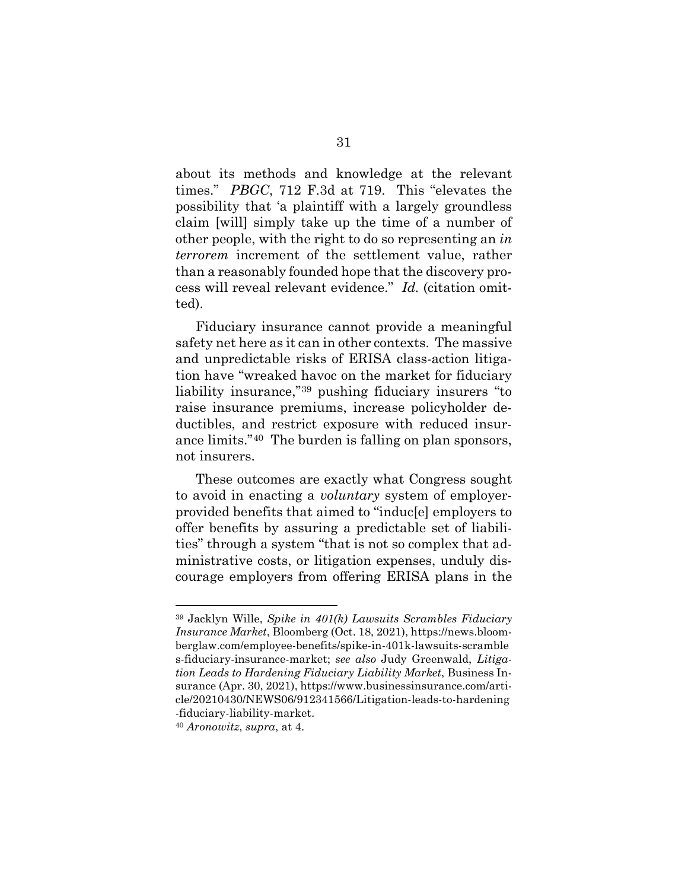about its methods and knowledge at the relevant times." *PBGC*, 712 F.3d at 719. This "elevates the possibility that 'a plaintiff with a largely groundless claim [will] simply take up the time of a number of other people, with the right to do so representing an *in terrorem* increment of the settlement value, rather than a reasonably founded hope that the discovery process will reveal relevant evidence." *Id.* (citation omitted).

Fiduciary insurance cannot provide a meaningful safety net here as it can in other contexts. The massive and unpredictable risks of ERISA class-action litigation have "wreaked havoc on the market for fiduciary liability insurance,"[39] pushing fiduciary insurers "to raise insurance premiums, increase policyholder deductibles, and restrict exposure with reduced insurance limits."[40] The burden is falling on plan sponsors, not insurers.

These outcomes are exactly what Congress sought to avoid in enacting a *voluntary* system of employer-provided benefits that aimed to "induc[e] employers to offer benefits by assuring a predictable set of liabilities" through a system "that is not so complex that administrative costs, or litigation expenses, unduly discourage employers from offering ERISA plans in the

---

[39] Jacklyn Wille, *Spike in 401(k) Lawsuits Scrambles Fiduciary Insurance Market*, Bloomberg (Oct. 18, 2021), https://news.bloomberglaw.com/employee-benefits/spike-in-401k-lawsuits-scrambles-fiduciary-insurance-market; *see also* Judy Greenwald, *Litigation Leads to Hardening Fiduciary Liability Market*, Business Insurance (Apr. 30, 2021), https://www.businessinsurance.com/article/20210430/NEWS06/912341566/Litigation-leads-to-hardening-fiduciary-liability-market.

[40] *Aronowitz*, *supra*, at 4.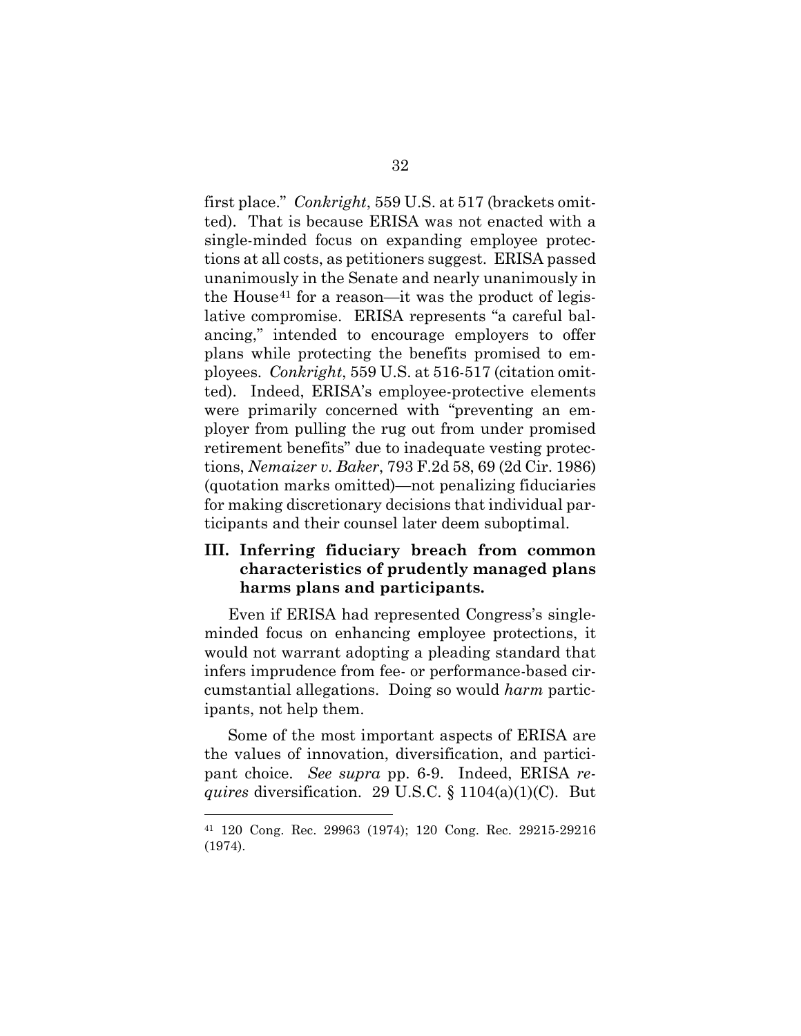first place." *Conkright*, 559 U.S. at 517 (brackets omitted). That is because ERISA was not enacted with a single-minded focus on expanding employee protections at all costs, as petitioners suggest. ERISA passed unanimously in the Senate and nearly unanimously in the House[41] for a reason—it was the product of legislative compromise. ERISA represents "a careful balancing," intended to encourage employers to offer plans while protecting the benefits promised to employees. *Conkright*, 559 U.S. at 516-517 (citation omitted). Indeed, ERISA's employee-protective elements were primarily concerned with "preventing an employer from pulling the rug out from under promised retirement benefits" due to inadequate vesting protections, *Nemaizer v. Baker*, 793 F.2d 58, 69 (2d Cir. 1986) (quotation marks omitted)—not penalizing fiduciaries for making discretionary decisions that individual participants and their counsel later deem suboptimal.

## III. Inferring fiduciary breach from common characteristics of prudently managed plans harms plans and participants.

Even if ERISA had represented Congress's single-minded focus on enhancing employee protections, it would not warrant adopting a pleading standard that infers imprudence from fee- or performance-based circumstantial allegations. Doing so would *harm* participants, not help them.

Some of the most important aspects of ERISA are the values of innovation, diversification, and participant choice. *See supra* pp. 6-9. Indeed, ERISA *requires* diversification. 29 U.S.C. § 1104(a)(1)(C). But

---

[41] 120 Cong. Rec. 29963 (1974); 120 Cong. Rec. 29215-29216 (1974).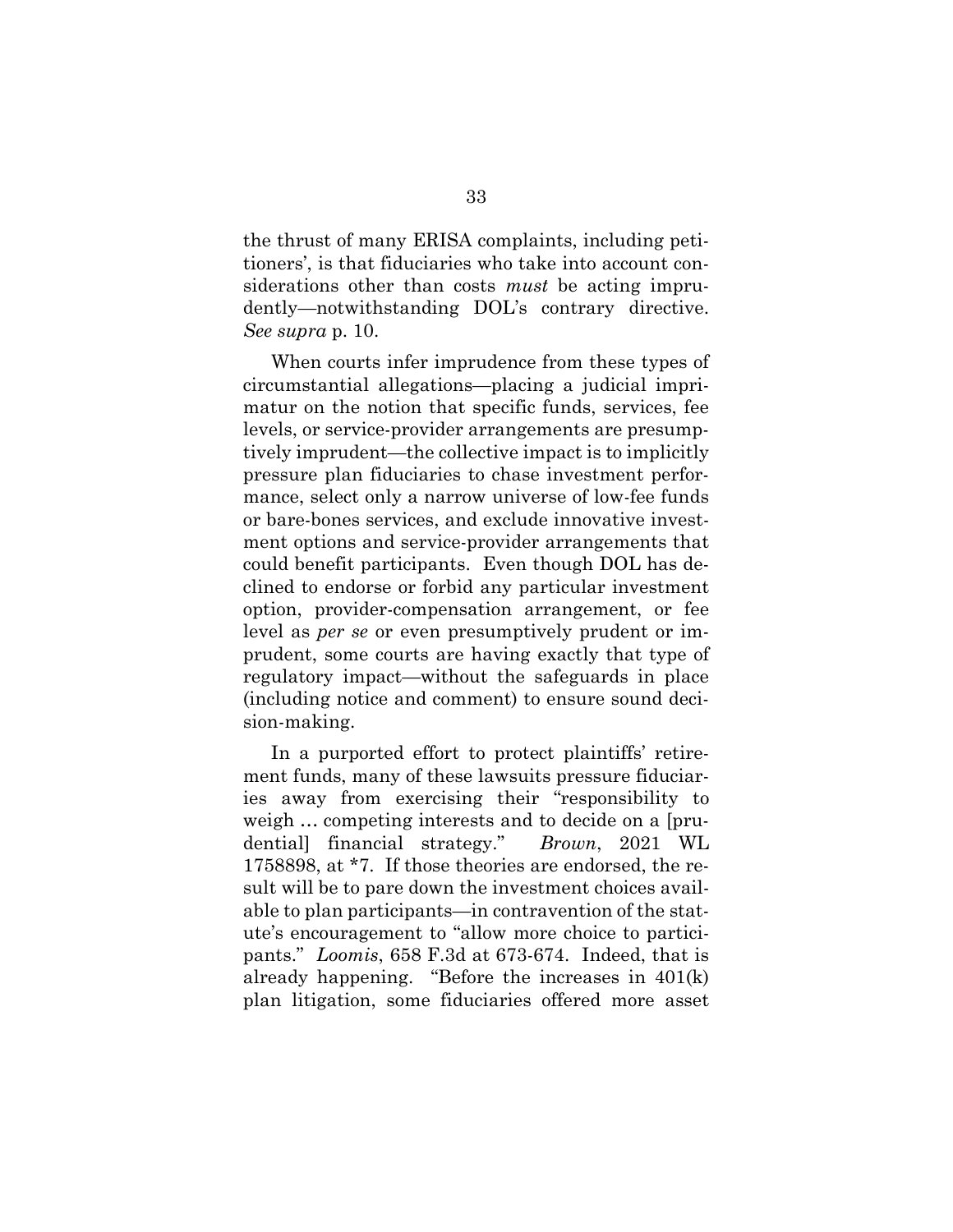the thrust of many ERISA complaints, including petitioners', is that fiduciaries who take into account considerations other than costs *must* be acting imprudently—notwithstanding DOL's contrary directive. *See supra* p. 10.

When courts infer imprudence from these types of circumstantial allegations—placing a judicial imprimatur on the notion that specific funds, services, fee levels, or service-provider arrangements are presumptively imprudent—the collective impact is to implicitly pressure plan fiduciaries to chase investment performance, select only a narrow universe of low-fee funds or bare-bones services, and exclude innovative investment options and service-provider arrangements that could benefit participants. Even though DOL has declined to endorse or forbid any particular investment option, provider-compensation arrangement, or fee level as *per se* or even presumptively prudent or imprudent, some courts are having exactly that type of regulatory impact—without the safeguards in place (including notice and comment) to ensure sound decision-making.

In a purported effort to protect plaintiffs' retirement funds, many of these lawsuits pressure fiduciaries away from exercising their "responsibility to weigh … competing interests and to decide on a [prudential] financial strategy." *Brown*, 2021 WL 1758898, at *7. If those theories are endorsed, the result will be to pare down the investment choices available to plan participants—in contravention of the statute's encouragement to "allow more choice to participants." *Loomis*, 658 F.3d at 673-674. Indeed, that is already happening. "Before the increases in 401(k) plan litigation, some fiduciaries offered more asset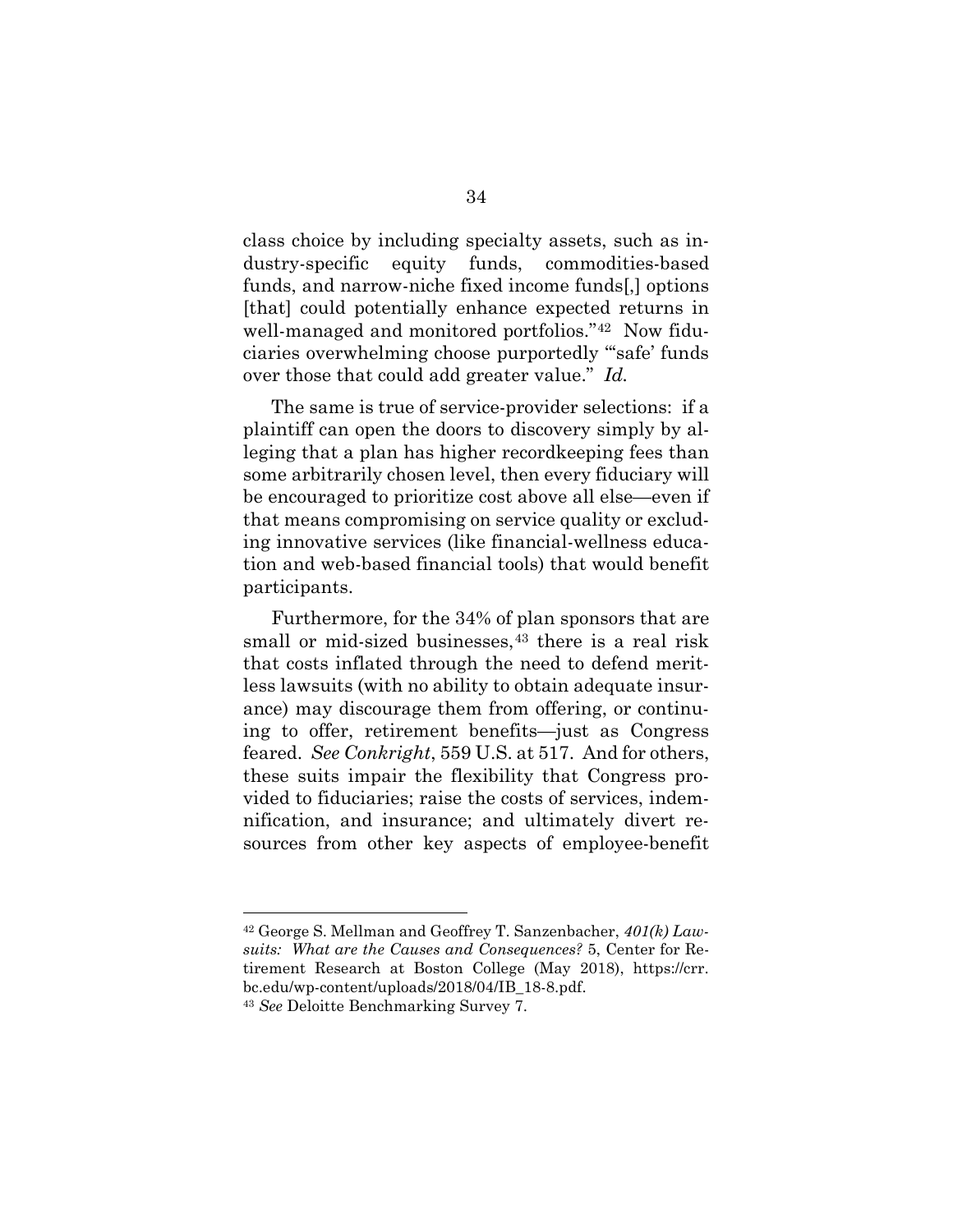class choice by including specialty assets, such as industry-specific equity funds, commodities-based funds, and narrow-niche fixed income funds[,] options [that] could potentially enhance expected returns in well-managed and monitored portfolios."[42] Now fiduciaries overwhelming choose purportedly "'safe' funds over those that could add greater value." *Id.*

The same is true of service-provider selections: if a plaintiff can open the doors to discovery simply by alleging that a plan has higher recordkeeping fees than some arbitrarily chosen level, then every fiduciary will be encouraged to prioritize cost above all else—even if that means compromising on service quality or excluding innovative services (like financial-wellness education and web-based financial tools) that would benefit participants.

Furthermore, for the 34% of plan sponsors that are small or mid-sized businesses,[43] there is a real risk that costs inflated through the need to defend meritless lawsuits (with no ability to obtain adequate insurance) may discourage them from offering, or continuing to offer, retirement benefits—just as Congress feared. *See Conkright*, 559 U.S. at 517. And for others, these suits impair the flexibility that Congress provided to fiduciaries; raise the costs of services, indemnification, and insurance; and ultimately divert resources from other key aspects of employee-benefit

---

[42] George S. Mellman and Geoffrey T. Sanzenbacher, *401(k) Lawsuits: What are the Causes and Consequences?* 5, Center for Retirement Research at Boston College (May 2018), https://crr.bc.edu/wp-content/uploads/2018/04/IB_18-8.pdf.

[43] *See* Deloitte Benchmarking Survey 7.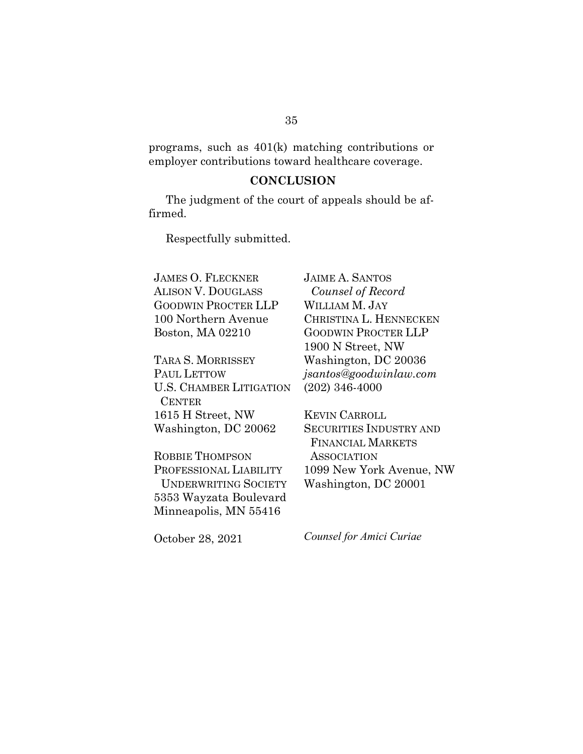programs, such as 401(k) matching contributions or employer contributions toward healthcare coverage.

## CONCLUSION

The judgment of the court of appeals should be affirmed.

Respectfully submitted.

JAMES O. FLECKNER
ALISON V. DOUGLASS
GOODWIN PROCTER LLP
100 Northern Avenue
Boston, MA 02210

TARA S. MORRISSEY
PAUL LETTOW
U.S. CHAMBER LITIGATION CENTER
1615 H Street, NW
Washington, DC 20062

ROBBIE THOMPSON
PROFESSIONAL LIABILITY UNDERWRITING SOCIETY
5353 Wayzata Boulevard
Minneapolis, MN 55416

JAIME A. SANTOS
*Counsel of Record*
WILLIAM M. JAY
CHRISTINA L. HENNECKEN
GOODWIN PROCTER LLP
1900 N Street, NW
Washington, DC 20036
*jsantos@goodwinlaw.com*
(202) 346-4000

KEVIN CARROLL
SECURITIES INDUSTRY AND FINANCIAL MARKETS ASSOCIATION
1099 New York Avenue, NW
Washington, DC 20001

October 28, 2021

*Counsel for Amici Curiae*